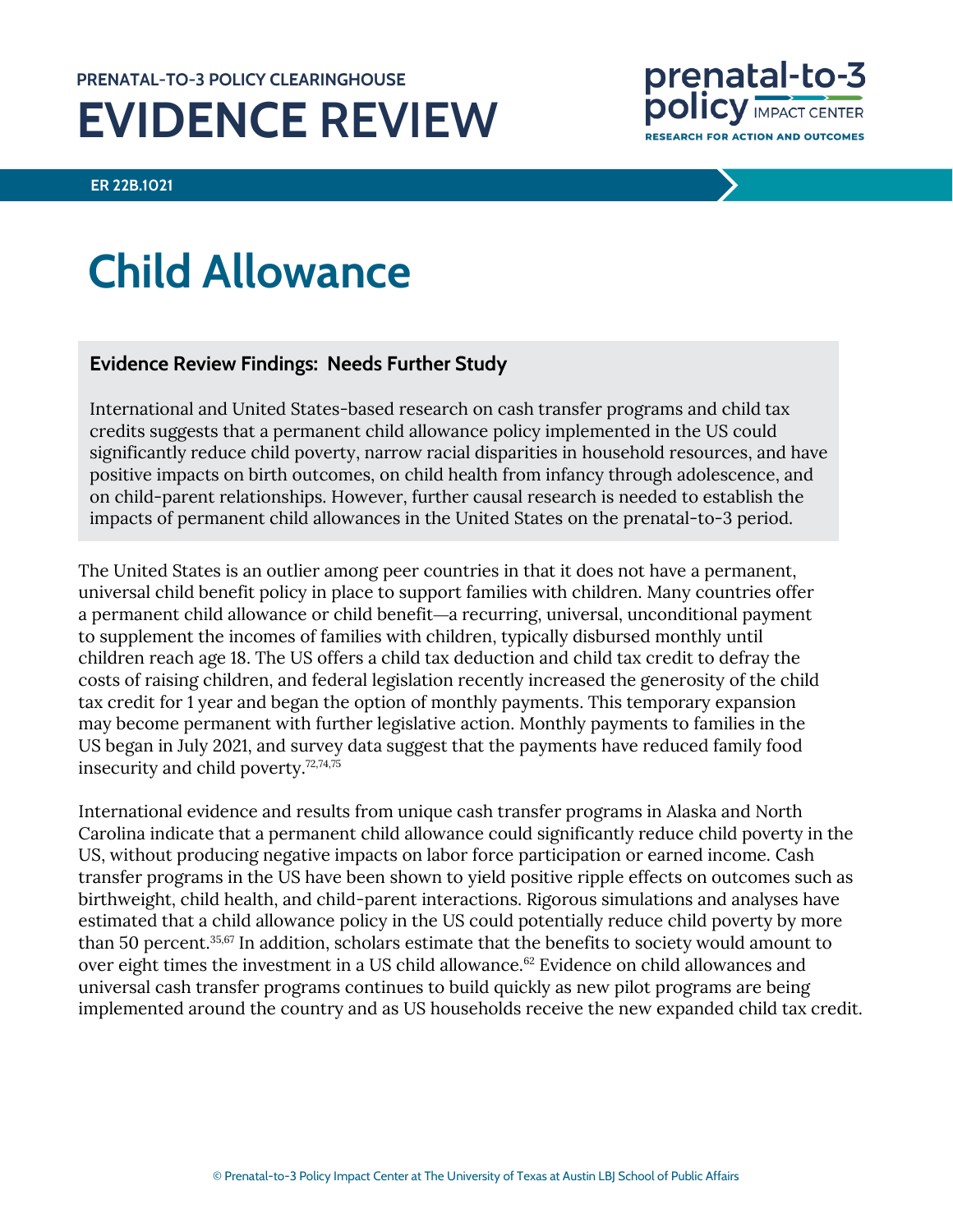PRENATAL-TO-3 POLICY CLEARINGHOUSE

# EVIDENCE REVIEW

prenatal-to-3 policy IMPACT CENTER
RESEARCH FOR ACTION AND OUTCOMES

ER 22B.1021

# Child Allowance

### Evidence Review Findings: Needs Further Study

International and United States-based research on cash transfer programs and child tax credits suggests that a permanent child allowance policy implemented in the US could significantly reduce child poverty, narrow racial disparities in household resources, and have positive impacts on birth outcomes, on child health from infancy through adolescence, and on child-parent relationships. However, further causal research is needed to establish the impacts of permanent child allowances in the United States on the prenatal-to-3 period.

The United States is an outlier among peer countries in that it does not have a permanent, universal child benefit policy in place to support families with children. Many countries offer a permanent child allowance or child benefit—a recurring, universal, unconditional payment to supplement the incomes of families with children, typically disbursed monthly until children reach age 18. The US offers a child tax deduction and child tax credit to defray the costs of raising children, and federal legislation recently increased the generosity of the child tax credit for 1 year and began the option of monthly payments. This temporary expansion may become permanent with further legislative action. Monthly payments to families in the US began in July 2021, and survey data suggest that the payments have reduced family food insecurity and child poverty.[72,74,75]

International evidence and results from unique cash transfer programs in Alaska and North Carolina indicate that a permanent child allowance could significantly reduce child poverty in the US, without producing negative impacts on labor force participation or earned income. Cash transfer programs in the US have been shown to yield positive ripple effects on outcomes such as birthweight, child health, and child-parent interactions. Rigorous simulations and analyses have estimated that a child allowance policy in the US could potentially reduce child poverty by more than 50 percent.[35,67] In addition, scholars estimate that the benefits to society would amount to over eight times the investment in a US child allowance.[62] Evidence on child allowances and universal cash transfer programs continues to build quickly as new pilot programs are being implemented around the country and as US households receive the new expanded child tax credit.

© Prenatal-to-3 Policy Impact Center at The University of Texas at Austin LBJ School of Public Affairs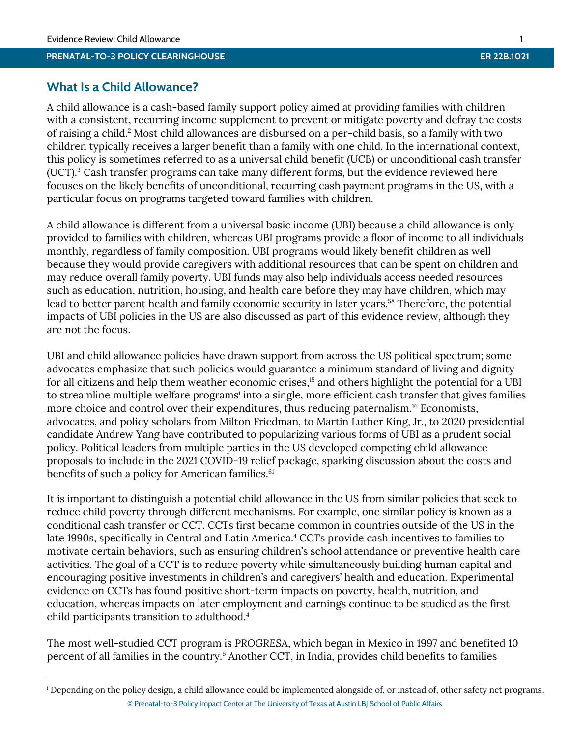## What Is a Child Allowance?

A child allowance is a cash-based family support policy aimed at providing families with children with a consistent, recurring income supplement to prevent or mitigate poverty and defray the costs of raising a child.[2] Most child allowances are disbursed on a per-child basis, so a family with two children typically receives a larger benefit than a family with one child. In the international context, this policy is sometimes referred to as a universal child benefit (UCB) or unconditional cash transfer (UCT).[3] Cash transfer programs can take many different forms, but the evidence reviewed here focuses on the likely benefits of unconditional, recurring cash payment programs in the US, with a particular focus on programs targeted toward families with children.

A child allowance is different from a universal basic income (UBI) because a child allowance is only provided to families with children, whereas UBI programs provide a floor of income to all individuals monthly, regardless of family composition. UBI programs would likely benefit children as well because they would provide caregivers with additional resources that can be spent on children and may reduce overall family poverty. UBI funds may also help individuals access needed resources such as education, nutrition, housing, and health care before they may have children, which may lead to better parent health and family economic security in later years.[58] Therefore, the potential impacts of UBI policies in the US are also discussed as part of this evidence review, although they are not the focus.

UBI and child allowance policies have drawn support from across the US political spectrum; some advocates emphasize that such policies would guarantee a minimum standard of living and dignity for all citizens and help them weather economic crises,[15] and others highlight the potential for a UBI to streamline multiple welfare programs[i] into a single, more efficient cash transfer that gives families more choice and control over their expenditures, thus reducing paternalism.[16] Economists, advocates, and policy scholars from Milton Friedman, to Martin Luther King, Jr., to 2020 presidential candidate Andrew Yang have contributed to popularizing various forms of UBI as a prudent social policy. Political leaders from multiple parties in the US developed competing child allowance proposals to include in the 2021 COVID-19 relief package, sparking discussion about the costs and benefits of such a policy for American families.[61]

It is important to distinguish a potential child allowance in the US from similar policies that seek to reduce child poverty through different mechanisms. For example, one similar policy is known as a conditional cash transfer or CCT. CCTs first became common in countries outside of the US in the late 1990s, specifically in Central and Latin America.[4] CCTs provide cash incentives to families to motivate certain behaviors, such as ensuring children's school attendance or preventive health care activities. The goal of a CCT is to reduce poverty while simultaneously building human capital and encouraging positive investments in children's and caregivers' health and education. Experimental evidence on CCTs has found positive short-term impacts on poverty, health, nutrition, and education, whereas impacts on later employment and earnings continue to be studied as the first child participants transition to adulthood.[4]

The most well-studied CCT program is *PROGRESA*, which began in Mexico in 1997 and benefited 10 percent of all families in the country.[6] Another CCT, in India, provides child benefits to families

[i] Depending on the policy design, a child allowance could be implemented alongside of, or instead of, other safety net programs.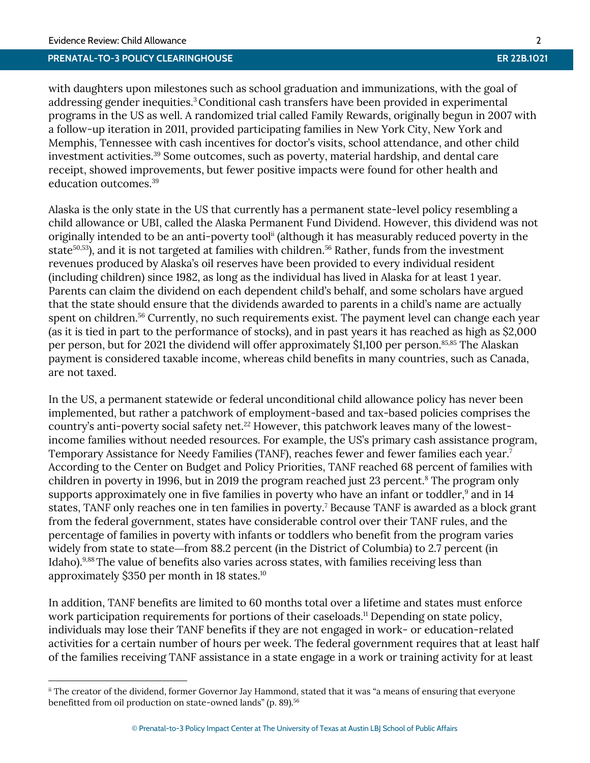with daughters upon milestones such as school graduation and immunizations, with the goal of addressing gender inequities.[3] Conditional cash transfers have been provided in experimental programs in the US as well. A randomized trial called Family Rewards, originally begun in 2007 with a follow-up iteration in 2011, provided participating families in New York City, New York and Memphis, Tennessee with cash incentives for doctor's visits, school attendance, and other child investment activities.[39] Some outcomes, such as poverty, material hardship, and dental care receipt, showed improvements, but fewer positive impacts were found for other health and education outcomes.[39]

Alaska is the only state in the US that currently has a permanent state-level policy resembling a child allowance or UBI, called the Alaska Permanent Fund Dividend. However, this dividend was not originally intended to be an anti-poverty tool[ii] (although it has measurably reduced poverty in the state[50,53]), and it is not targeted at families with children.[56] Rather, funds from the investment revenues produced by Alaska's oil reserves have been provided to every individual resident (including children) since 1982, as long as the individual has lived in Alaska for at least 1 year. Parents can claim the dividend on each dependent child's behalf, and some scholars have argued that the state should ensure that the dividends awarded to parents in a child's name are actually spent on children.[56] Currently, no such requirements exist. The payment level can change each year (as it is tied in part to the performance of stocks), and in past years it has reached as high as $2,000 per person, but for 2021 the dividend will offer approximately $1,100 per person.[85,85] The Alaskan payment is considered taxable income, whereas child benefits in many countries, such as Canada, are not taxed.

In the US, a permanent statewide or federal unconditional child allowance policy has never been implemented, but rather a patchwork of employment-based and tax-based policies comprises the country's anti-poverty social safety net.[22] However, this patchwork leaves many of the lowest-income families without needed resources. For example, the US's primary cash assistance program, Temporary Assistance for Needy Families (TANF), reaches fewer and fewer families each year.[7] According to the Center on Budget and Policy Priorities, TANF reached 68 percent of families with children in poverty in 1996, but in 2019 the program reached just 23 percent.[8] The program only supports approximately one in five families in poverty who have an infant or toddler,[9] and in 14 states, TANF only reaches one in ten families in poverty.[7] Because TANF is awarded as a block grant from the federal government, states have considerable control over their TANF rules, and the percentage of families in poverty with infants or toddlers who benefit from the program varies widely from state to state—from 88.2 percent (in the District of Columbia) to 2.7 percent (in Idaho).[9,88] The value of benefits also varies across states, with families receiving less than approximately $350 per month in 18 states.[10]

In addition, TANF benefits are limited to 60 months total over a lifetime and states must enforce work participation requirements for portions of their caseloads.[11] Depending on state policy, individuals may lose their TANF benefits if they are not engaged in work- or education-related activities for a certain number of hours per week. The federal government requires that at least half of the families receiving TANF assistance in a state engage in a work or training activity for at least

---

[ii] The creator of the dividend, former Governor Jay Hammond, stated that it was "a means of ensuring that everyone benefitted from oil production on state-owned lands" (p. 89).[56]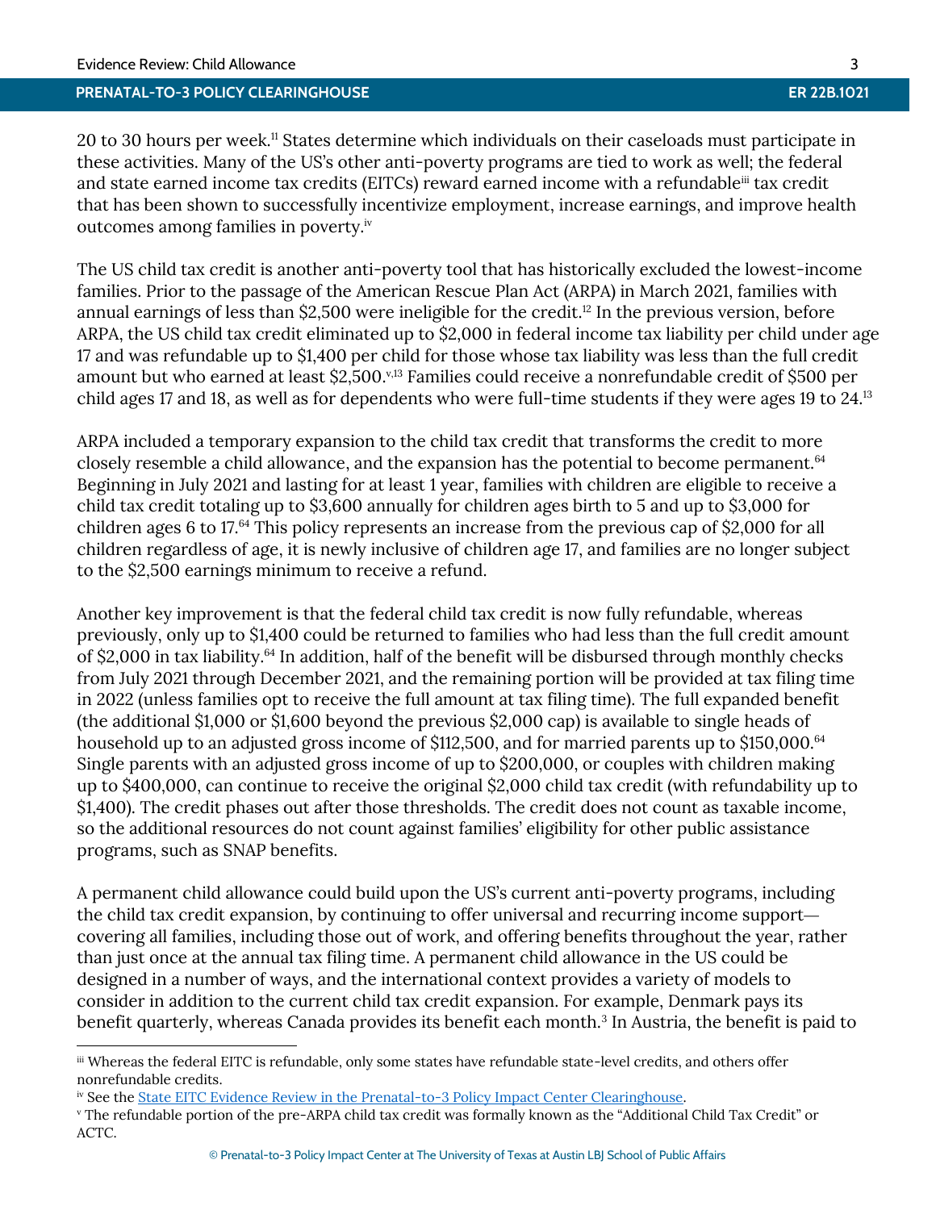20 to 30 hours per week.[11] States determine which individuals on their caseloads must participate in these activities. Many of the US's other anti-poverty programs are tied to work as well; the federal and state earned income tax credits (EITCs) reward earned income with a refundable[iii] tax credit that has been shown to successfully incentivize employment, increase earnings, and improve health outcomes among families in poverty.[iv]

The US child tax credit is another anti-poverty tool that has historically excluded the lowest-income families. Prior to the passage of the American Rescue Plan Act (ARPA) in March 2021, families with annual earnings of less than $2,500 were ineligible for the credit.[12] In the previous version, before ARPA, the US child tax credit eliminated up to $2,000 in federal income tax liability per child under age 17 and was refundable up to $1,400 per child for those whose tax liability was less than the full credit amount but who earned at least $2,500.[v,13] Families could receive a nonrefundable credit of $500 per child ages 17 and 18, as well as for dependents who were full-time students if they were ages 19 to 24.[13]

ARPA included a temporary expansion to the child tax credit that transforms the credit to more closely resemble a child allowance, and the expansion has the potential to become permanent.[64] Beginning in July 2021 and lasting for at least 1 year, families with children are eligible to receive a child tax credit totaling up to $3,600 annually for children ages birth to 5 and up to $3,000 for children ages 6 to 17.[64] This policy represents an increase from the previous cap of $2,000 for all children regardless of age, it is newly inclusive of children age 17, and families are no longer subject to the $2,500 earnings minimum to receive a refund.

Another key improvement is that the federal child tax credit is now fully refundable, whereas previously, only up to $1,400 could be returned to families who had less than the full credit amount of $2,000 in tax liability.[64] In addition, half of the benefit will be disbursed through monthly checks from July 2021 through December 2021, and the remaining portion will be provided at tax filing time in 2022 (unless families opt to receive the full amount at tax filing time). The full expanded benefit (the additional $1,000 or $1,600 beyond the previous $2,000 cap) is available to single heads of household up to an adjusted gross income of $112,500, and for married parents up to $150,000.[64] Single parents with an adjusted gross income of up to $200,000, or couples with children making up to $400,000, can continue to receive the original $2,000 child tax credit (with refundability up to $1,400). The credit phases out after those thresholds. The credit does not count as taxable income, so the additional resources do not count against families' eligibility for other public assistance programs, such as SNAP benefits.

A permanent child allowance could build upon the US's current anti-poverty programs, including the child tax credit expansion, by continuing to offer universal and recurring income support—covering all families, including those out of work, and offering benefits throughout the year, rather than just once at the annual tax filing time. A permanent child allowance in the US could be designed in a number of ways, and the international context provides a variety of models to consider in addition to the current child tax credit expansion. For example, Denmark pays its benefit quarterly, whereas Canada provides its benefit each month.[3] In Austria, the benefit is paid to

---

[iii] Whereas the federal EITC is refundable, only some states have refundable state-level credits, and others offer nonrefundable credits.

[iv] See the State EITC Evidence Review in the Prenatal-to-3 Policy Impact Center Clearinghouse.

[v] The refundable portion of the pre-ARPA child tax credit was formally known as the "Additional Child Tax Credit" or ACTC.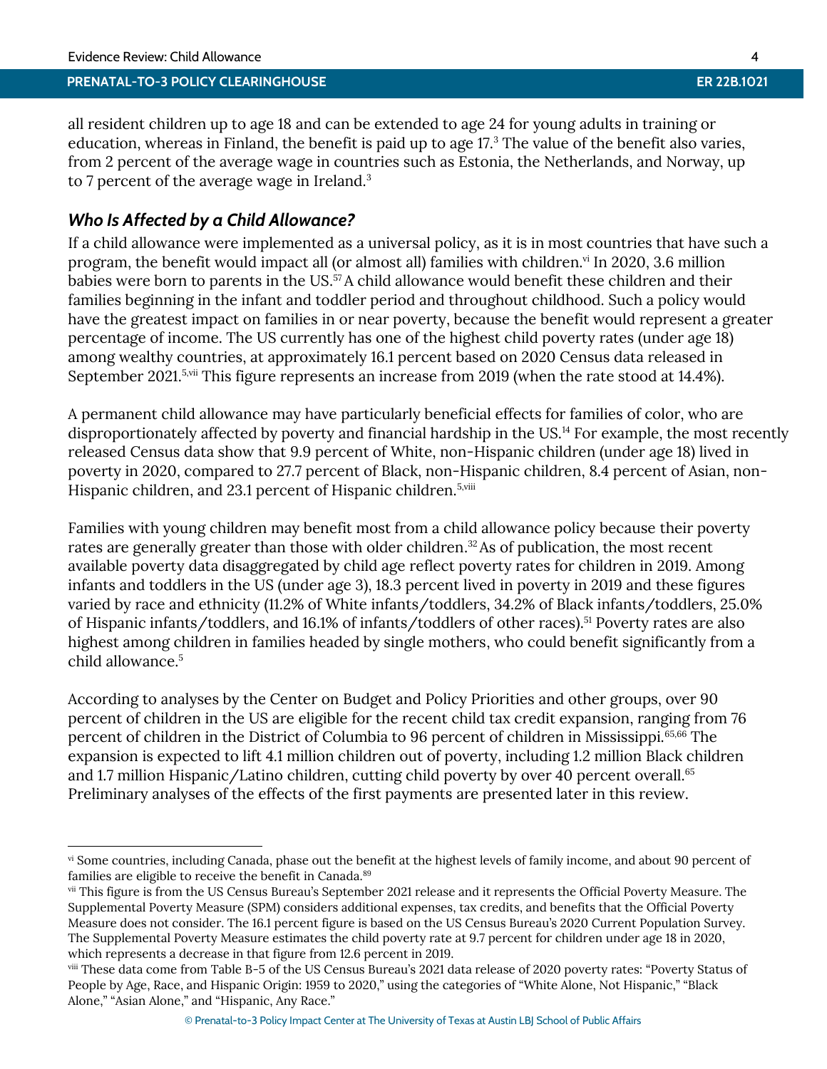all resident children up to age 18 and can be extended to age 24 for young adults in training or education, whereas in Finland, the benefit is paid up to age 17.[3] The value of the benefit also varies, from 2 percent of the average wage in countries such as Estonia, the Netherlands, and Norway, up to 7 percent of the average wage in Ireland.[3]

### *Who Is Affected by a Child Allowance?*

If a child allowance were implemented as a universal policy, as it is in most countries that have such a program, the benefit would impact all (or almost all) families with children.[vi] In 2020, 3.6 million babies were born to parents in the US.[57] A child allowance would benefit these children and their families beginning in the infant and toddler period and throughout childhood. Such a policy would have the greatest impact on families in or near poverty, because the benefit would represent a greater percentage of income. The US currently has one of the highest child poverty rates (under age 18) among wealthy countries, at approximately 16.1 percent based on 2020 Census data released in September 2021.[5,vii] This figure represents an increase from 2019 (when the rate stood at 14.4%).

A permanent child allowance may have particularly beneficial effects for families of color, who are disproportionately affected by poverty and financial hardship in the US.[14] For example, the most recently released Census data show that 9.9 percent of White, non-Hispanic children (under age 18) lived in poverty in 2020, compared to 27.7 percent of Black, non-Hispanic children, 8.4 percent of Asian, non-Hispanic children, and 23.1 percent of Hispanic children.[5,viii]

Families with young children may benefit most from a child allowance policy because their poverty rates are generally greater than those with older children.[32] As of publication, the most recent available poverty data disaggregated by child age reflect poverty rates for children in 2019. Among infants and toddlers in the US (under age 3), 18.3 percent lived in poverty in 2019 and these figures varied by race and ethnicity (11.2% of White infants/toddlers, 34.2% of Black infants/toddlers, 25.0% of Hispanic infants/toddlers, and 16.1% of infants/toddlers of other races).[51] Poverty rates are also highest among children in families headed by single mothers, who could benefit significantly from a child allowance.[5]

According to analyses by the Center on Budget and Policy Priorities and other groups, over 90 percent of children in the US are eligible for the recent child tax credit expansion, ranging from 76 percent of children in the District of Columbia to 96 percent of children in Mississippi.[65,66] The expansion is expected to lift 4.1 million children out of poverty, including 1.2 million Black children and 1.7 million Hispanic/Latino children, cutting child poverty by over 40 percent overall.[65] Preliminary analyses of the effects of the first payments are presented later in this review.

---

[vi] Some countries, including Canada, phase out the benefit at the highest levels of family income, and about 90 percent of families are eligible to receive the benefit in Canada.[89]

[vii] This figure is from the US Census Bureau's September 2021 release and it represents the Official Poverty Measure. The Supplemental Poverty Measure (SPM) considers additional expenses, tax credits, and benefits that the Official Poverty Measure does not consider. The 16.1 percent figure is based on the US Census Bureau's 2020 Current Population Survey. The Supplemental Poverty Measure estimates the child poverty rate at 9.7 percent for children under age 18 in 2020, which represents a decrease in that figure from 12.6 percent in 2019.

[viii] These data come from Table B-5 of the US Census Bureau's 2021 data release of 2020 poverty rates: "Poverty Status of People by Age, Race, and Hispanic Origin: 1959 to 2020," using the categories of "White Alone, Not Hispanic," "Black Alone," "Asian Alone," and "Hispanic, Any Race."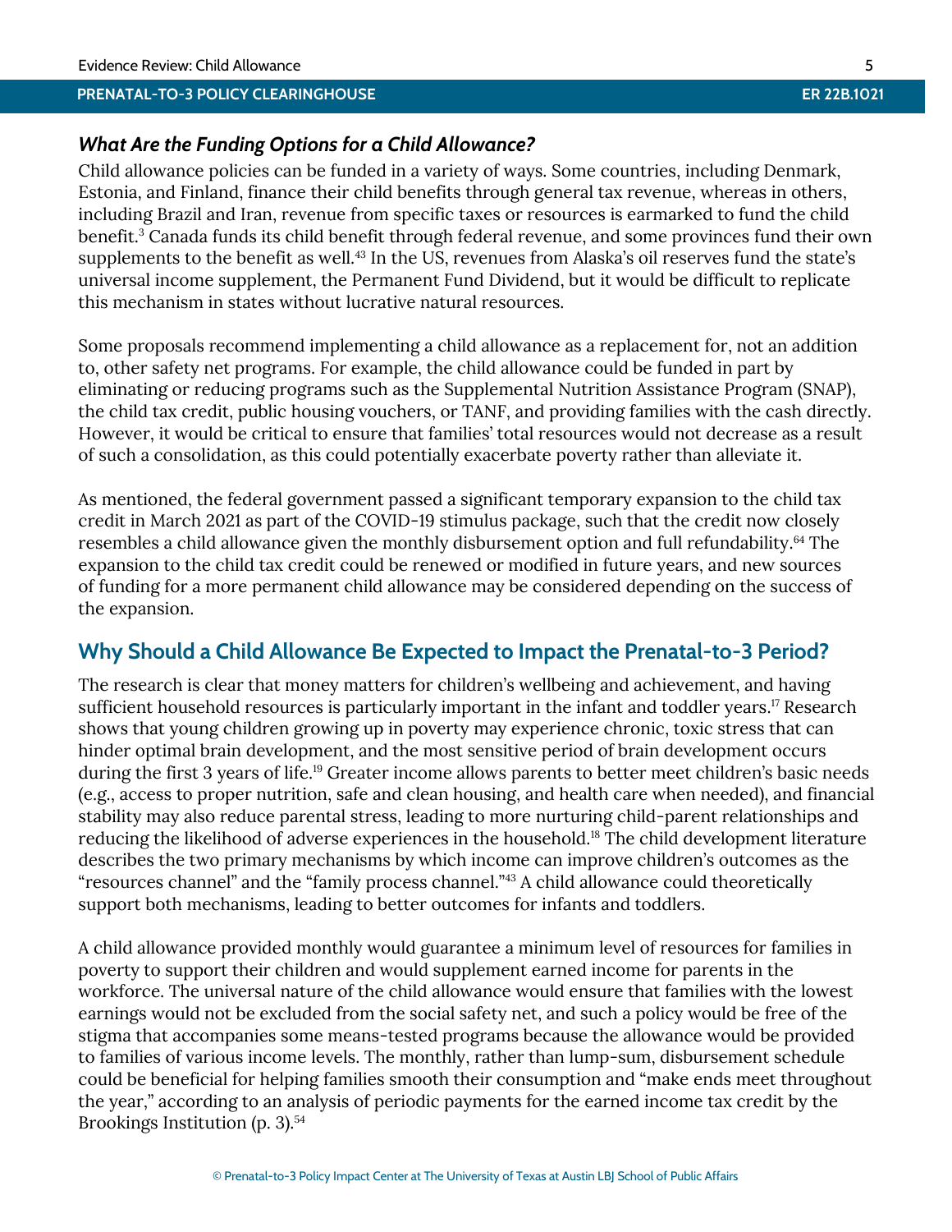### *What Are the Funding Options for a Child Allowance?*

Child allowance policies can be funded in a variety of ways. Some countries, including Denmark, Estonia, and Finland, finance their child benefits through general tax revenue, whereas in others, including Brazil and Iran, revenue from specific taxes or resources is earmarked to fund the child benefit.[3] Canada funds its child benefit through federal revenue, and some provinces fund their own supplements to the benefit as well.[43] In the US, revenues from Alaska's oil reserves fund the state's universal income supplement, the Permanent Fund Dividend, but it would be difficult to replicate this mechanism in states without lucrative natural resources.

Some proposals recommend implementing a child allowance as a replacement for, not an addition to, other safety net programs. For example, the child allowance could be funded in part by eliminating or reducing programs such as the Supplemental Nutrition Assistance Program (SNAP), the child tax credit, public housing vouchers, or TANF, and providing families with the cash directly. However, it would be critical to ensure that families' total resources would not decrease as a result of such a consolidation, as this could potentially exacerbate poverty rather than alleviate it.

As mentioned, the federal government passed a significant temporary expansion to the child tax credit in March 2021 as part of the COVID-19 stimulus package, such that the credit now closely resembles a child allowance given the monthly disbursement option and full refundability.[64] The expansion to the child tax credit could be renewed or modified in future years, and new sources of funding for a more permanent child allowance may be considered depending on the success of the expansion.

## Why Should a Child Allowance Be Expected to Impact the Prenatal-to-3 Period?

The research is clear that money matters for children's wellbeing and achievement, and having sufficient household resources is particularly important in the infant and toddler years.[17] Research shows that young children growing up in poverty may experience chronic, toxic stress that can hinder optimal brain development, and the most sensitive period of brain development occurs during the first 3 years of life.[19] Greater income allows parents to better meet children's basic needs (e.g., access to proper nutrition, safe and clean housing, and health care when needed), and financial stability may also reduce parental stress, leading to more nurturing child-parent relationships and reducing the likelihood of adverse experiences in the household.[18] The child development literature describes the two primary mechanisms by which income can improve children's outcomes as the "resources channel" and the "family process channel."[43] A child allowance could theoretically support both mechanisms, leading to better outcomes for infants and toddlers.

A child allowance provided monthly would guarantee a minimum level of resources for families in poverty to support their children and would supplement earned income for parents in the workforce. The universal nature of the child allowance would ensure that families with the lowest earnings would not be excluded from the social safety net, and such a policy would be free of the stigma that accompanies some means-tested programs because the allowance would be provided to families of various income levels. The monthly, rather than lump-sum, disbursement schedule could be beneficial for helping families smooth their consumption and "make ends meet throughout the year," according to an analysis of periodic payments for the earned income tax credit by the Brookings Institution (p. 3).[54]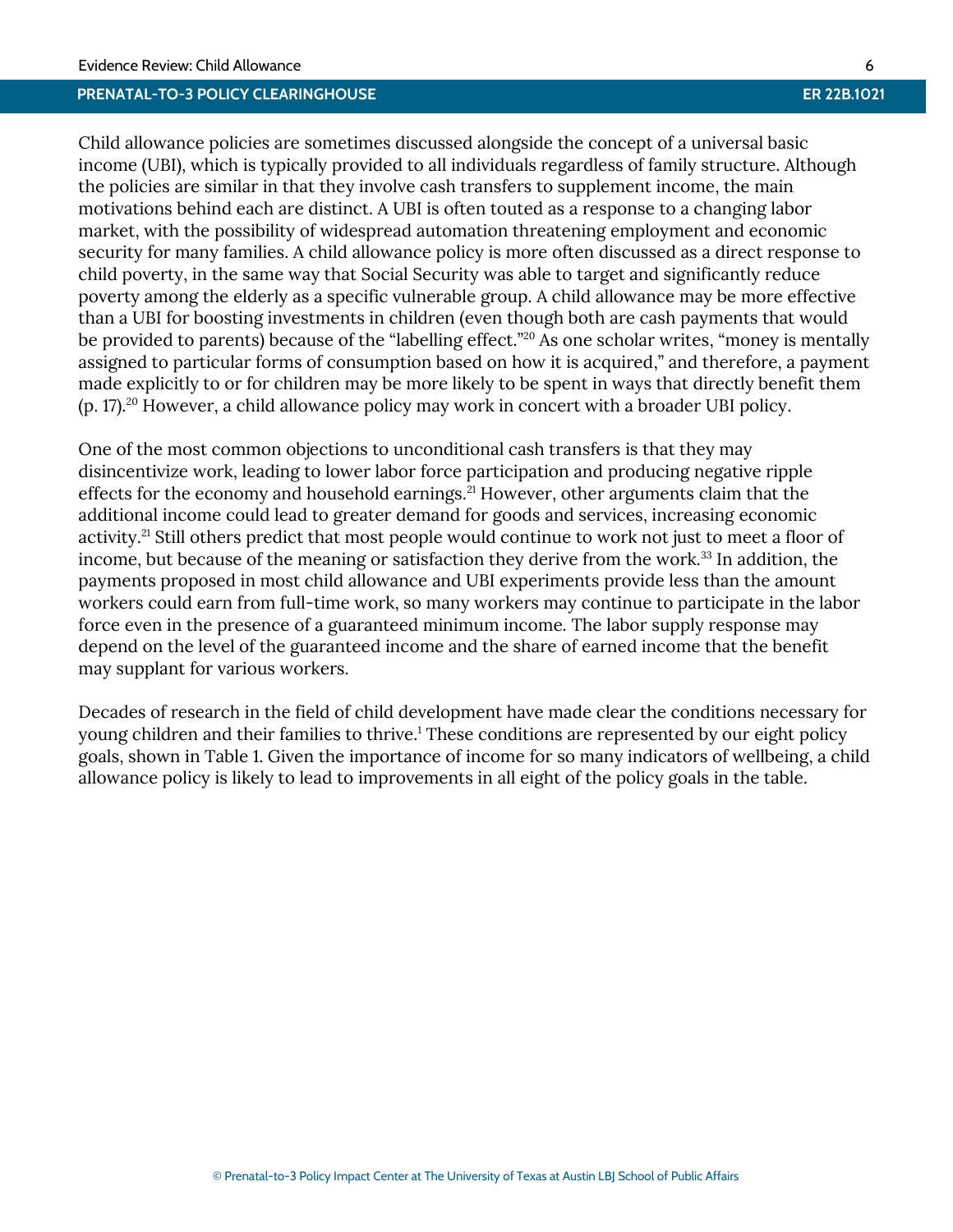Child allowance policies are sometimes discussed alongside the concept of a universal basic income (UBI), which is typically provided to all individuals regardless of family structure. Although the policies are similar in that they involve cash transfers to supplement income, the main motivations behind each are distinct. A UBI is often touted as a response to a changing labor market, with the possibility of widespread automation threatening employment and economic security for many families. A child allowance policy is more often discussed as a direct response to child poverty, in the same way that Social Security was able to target and significantly reduce poverty among the elderly as a specific vulnerable group. A child allowance may be more effective than a UBI for boosting investments in children (even though both are cash payments that would be provided to parents) because of the "labelling effect."[20] As one scholar writes, "money is mentally assigned to particular forms of consumption based on how it is acquired," and therefore, a payment made explicitly to or for children may be more likely to be spent in ways that directly benefit them (p. 17).[20] However, a child allowance policy may work in concert with a broader UBI policy.

One of the most common objections to unconditional cash transfers is that they may disincentivize work, leading to lower labor force participation and producing negative ripple effects for the economy and household earnings.[21] However, other arguments claim that the additional income could lead to greater demand for goods and services, increasing economic activity.[21] Still others predict that most people would continue to work not just to meet a floor of income, but because of the meaning or satisfaction they derive from the work.[33] In addition, the payments proposed in most child allowance and UBI experiments provide less than the amount workers could earn from full-time work, so many workers may continue to participate in the labor force even in the presence of a guaranteed minimum income. The labor supply response may depend on the level of the guaranteed income and the share of earned income that the benefit may supplant for various workers.

Decades of research in the field of child development have made clear the conditions necessary for young children and their families to thrive.[1] These conditions are represented by our eight policy goals, shown in Table 1. Given the importance of income for so many indicators of wellbeing, a child allowance policy is likely to lead to improvements in all eight of the policy goals in the table.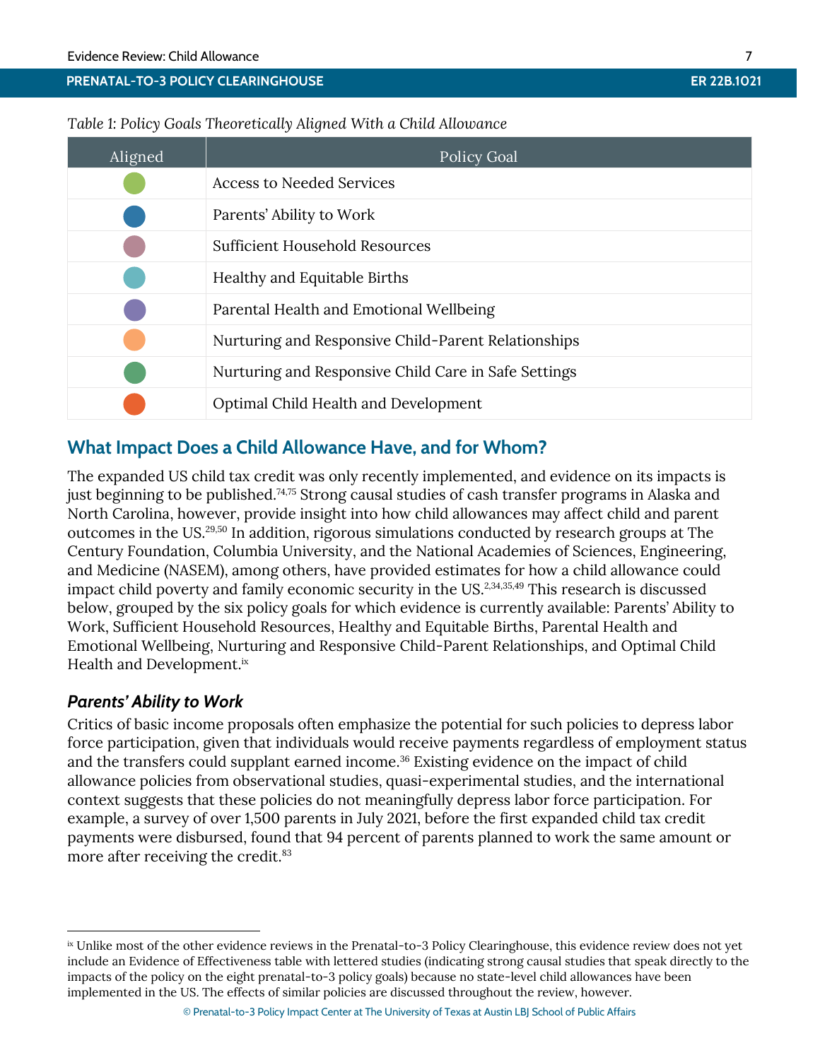*Table 1: Policy Goals Theoretically Aligned With a Child Allowance*

| Aligned | Policy Goal |
|---|---|
| ● | Access to Needed Services |
| ● | Parents' Ability to Work |
| ● | Sufficient Household Resources |
| ● | Healthy and Equitable Births |
| ● | Parental Health and Emotional Wellbeing |
| ● | Nurturing and Responsive Child-Parent Relationships |
| ● | Nurturing and Responsive Child Care in Safe Settings |
| ● | Optimal Child Health and Development |

## What Impact Does a Child Allowance Have, and for Whom?

The expanded US child tax credit was only recently implemented, and evidence on its impacts is just beginning to be published.[74,75] Strong causal studies of cash transfer programs in Alaska and North Carolina, however, provide insight into how child allowances may affect child and parent outcomes in the US.[29,50] In addition, rigorous simulations conducted by research groups at The Century Foundation, Columbia University, and the National Academies of Sciences, Engineering, and Medicine (NASEM), among others, have provided estimates for how a child allowance could impact child poverty and family economic security in the US.[2,34,35,49] This research is discussed below, grouped by the six policy goals for which evidence is currently available: Parents' Ability to Work, Sufficient Household Resources, Healthy and Equitable Births, Parental Health and Emotional Wellbeing, Nurturing and Responsive Child-Parent Relationships, and Optimal Child Health and Development.[ix]

### *Parents' Ability to Work*

Critics of basic income proposals often emphasize the potential for such policies to depress labor force participation, given that individuals would receive payments regardless of employment status and the transfers could supplant earned income.[36] Existing evidence on the impact of child allowance policies from observational studies, quasi-experimental studies, and the international context suggests that these policies do not meaningfully depress labor force participation. For example, a survey of over 1,500 parents in July 2021, before the first expanded child tax credit payments were disbursed, found that 94 percent of parents planned to work the same amount or more after receiving the credit.[83]

---

[ix] Unlike most of the other evidence reviews in the Prenatal-to-3 Policy Clearinghouse, this evidence review does not yet include an Evidence of Effectiveness table with lettered studies (indicating strong causal studies that speak directly to the impacts of the policy on the eight prenatal-to-3 policy goals) because no state-level child allowances have been implemented in the US. The effects of similar policies are discussed throughout the review, however.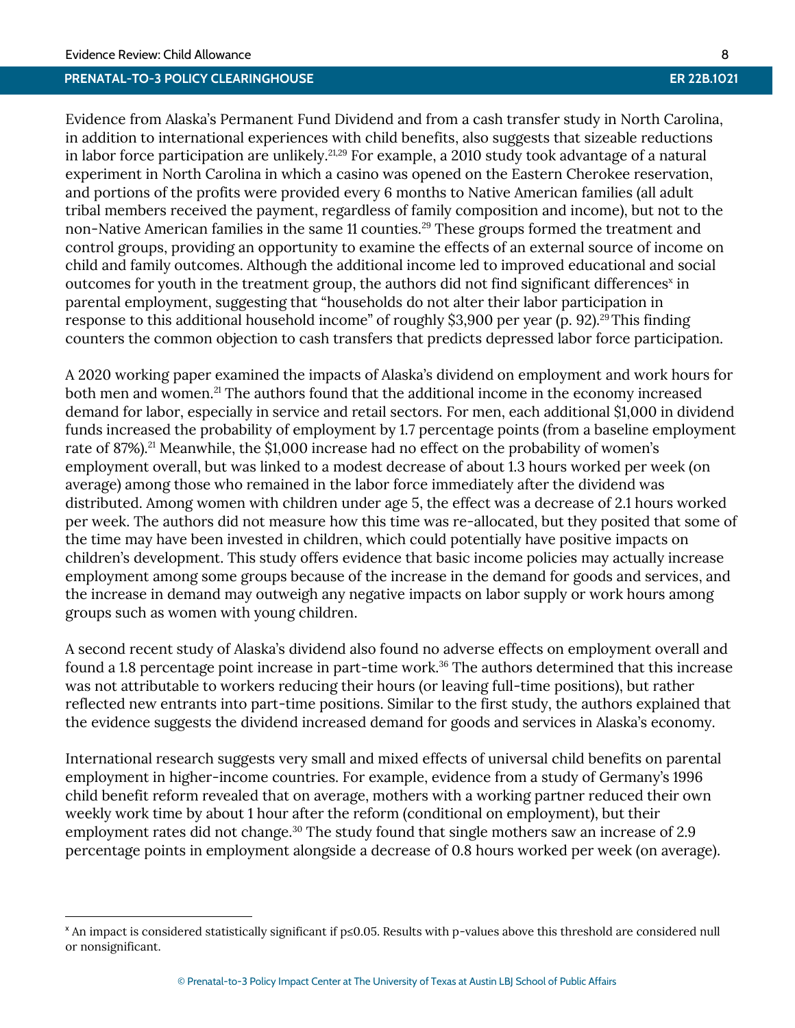Evidence from Alaska's Permanent Fund Dividend and from a cash transfer study in North Carolina, in addition to international experiences with child benefits, also suggests that sizeable reductions in labor force participation are unlikely.[21,29] For example, a 2010 study took advantage of a natural experiment in North Carolina in which a casino was opened on the Eastern Cherokee reservation, and portions of the profits were provided every 6 months to Native American families (all adult tribal members received the payment, regardless of family composition and income), but not to the non-Native American families in the same 11 counties.[29] These groups formed the treatment and control groups, providing an opportunity to examine the effects of an external source of income on child and family outcomes. Although the additional income led to improved educational and social outcomes for youth in the treatment group, the authors did not find significant differences[x] in parental employment, suggesting that "households do not alter their labor participation in response to this additional household income" of roughly $3,900 per year (p. 92).[29] This finding counters the common objection to cash transfers that predicts depressed labor force participation.

A 2020 working paper examined the impacts of Alaska's dividend on employment and work hours for both men and women.[21] The authors found that the additional income in the economy increased demand for labor, especially in service and retail sectors. For men, each additional $1,000 in dividend funds increased the probability of employment by 1.7 percentage points (from a baseline employment rate of 87%).[21] Meanwhile, the $1,000 increase had no effect on the probability of women's employment overall, but was linked to a modest decrease of about 1.3 hours worked per week (on average) among those who remained in the labor force immediately after the dividend was distributed. Among women with children under age 5, the effect was a decrease of 2.1 hours worked per week. The authors did not measure how this time was re-allocated, but they posited that some of the time may have been invested in children, which could potentially have positive impacts on children's development. This study offers evidence that basic income policies may actually increase employment among some groups because of the increase in the demand for goods and services, and the increase in demand may outweigh any negative impacts on labor supply or work hours among groups such as women with young children.

A second recent study of Alaska's dividend also found no adverse effects on employment overall and found a 1.8 percentage point increase in part-time work.[36] The authors determined that this increase was not attributable to workers reducing their hours (or leaving full-time positions), but rather reflected new entrants into part-time positions. Similar to the first study, the authors explained that the evidence suggests the dividend increased demand for goods and services in Alaska's economy.

International research suggests very small and mixed effects of universal child benefits on parental employment in higher-income countries. For example, evidence from a study of Germany's 1996 child benefit reform revealed that on average, mothers with a working partner reduced their own weekly work time by about 1 hour after the reform (conditional on employment), but their employment rates did not change.[30] The study found that single mothers saw an increase of 2.9 percentage points in employment alongside a decrease of 0.8 hours worked per week (on average).

---

[x] An impact is considered statistically significant if $p \leq 0.05$. Results with p-values above this threshold are considered null or nonsignificant.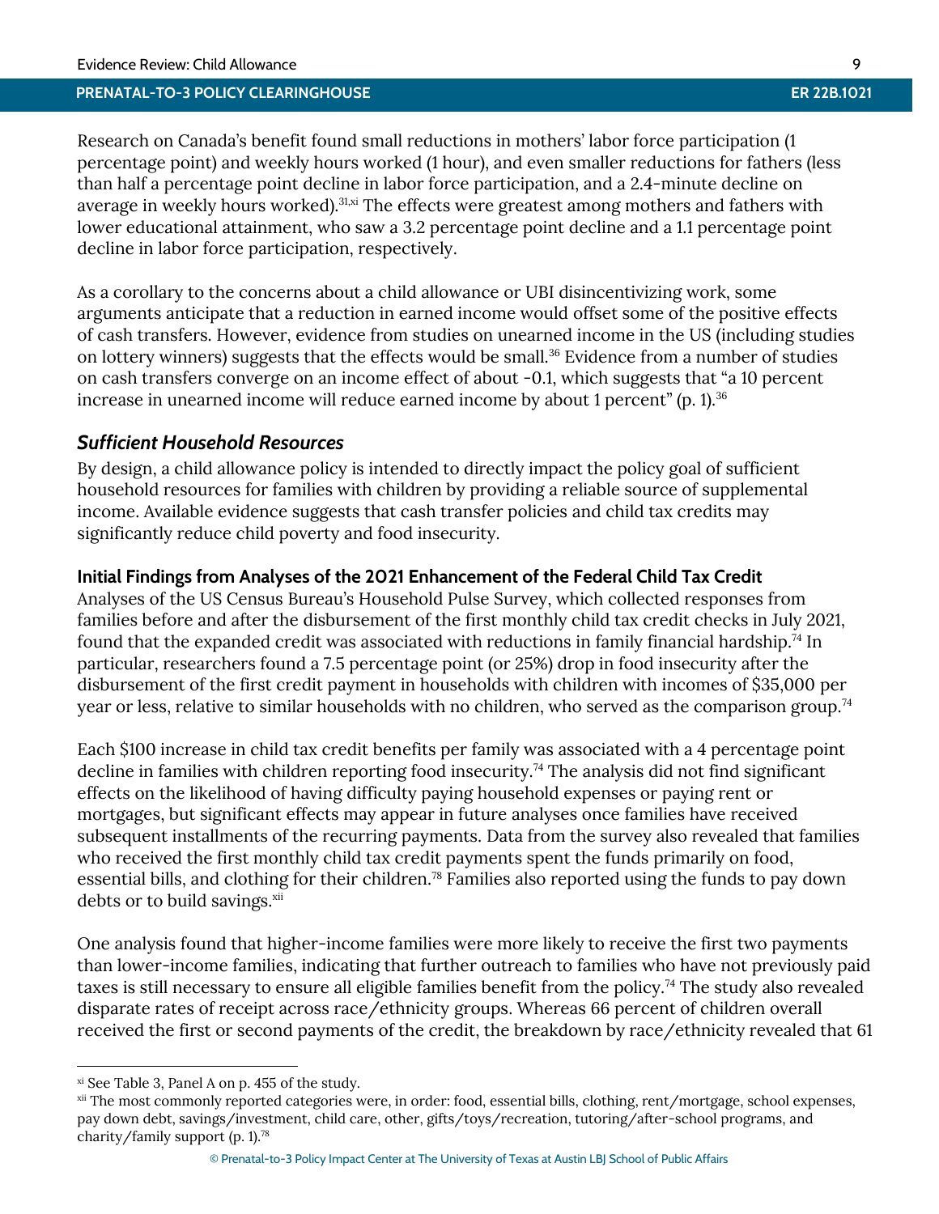Research on Canada's benefit found small reductions in mothers' labor force participation (1 percentage point) and weekly hours worked (1 hour), and even smaller reductions for fathers (less than half a percentage point decline in labor force participation, and a 2.4-minute decline on average in weekly hours worked).[31,xi] The effects were greatest among mothers and fathers with lower educational attainment, who saw a 3.2 percentage point decline and a 1.1 percentage point decline in labor force participation, respectively.

As a corollary to the concerns about a child allowance or UBI disincentivizing work, some arguments anticipate that a reduction in earned income would offset some of the positive effects of cash transfers. However, evidence from studies on unearned income in the US (including studies on lottery winners) suggests that the effects would be small.[36] Evidence from a number of studies on cash transfers converge on an income effect of about -0.1, which suggests that "a 10 percent increase in unearned income will reduce earned income by about 1 percent" (p. 1).[36]

### *Sufficient Household Resources*

By design, a child allowance policy is intended to directly impact the policy goal of sufficient household resources for families with children by providing a reliable source of supplemental income. Available evidence suggests that cash transfer policies and child tax credits may significantly reduce child poverty and food insecurity.

#### Initial Findings from Analyses of the 2021 Enhancement of the Federal Child Tax Credit

Analyses of the US Census Bureau's Household Pulse Survey, which collected responses from families before and after the disbursement of the first monthly child tax credit checks in July 2021, found that the expanded credit was associated with reductions in family financial hardship.[74] In particular, researchers found a 7.5 percentage point (or 25%) drop in food insecurity after the disbursement of the first credit payment in households with children with incomes of $35,000 per year or less, relative to similar households with no children, who served as the comparison group.[74]

Each $100 increase in child tax credit benefits per family was associated with a 4 percentage point decline in families with children reporting food insecurity.[74] The analysis did not find significant effects on the likelihood of having difficulty paying household expenses or paying rent or mortgages, but significant effects may appear in future analyses once families have received subsequent installments of the recurring payments. Data from the survey also revealed that families who received the first monthly child tax credit payments spent the funds primarily on food, essential bills, and clothing for their children.[78] Families also reported using the funds to pay down debts or to build savings.[xii]

One analysis found that higher-income families were more likely to receive the first two payments than lower-income families, indicating that further outreach to families who have not previously paid taxes is still necessary to ensure all eligible families benefit from the policy.[74] The study also revealed disparate rates of receipt across race/ethnicity groups. Whereas 66 percent of children overall received the first or second payments of the credit, the breakdown by race/ethnicity revealed that 61

---

[xi] See Table 3, Panel A on p. 455 of the study.

[xii] The most commonly reported categories were, in order: food, essential bills, clothing, rent/mortgage, school expenses, pay down debt, savings/investment, child care, other, gifts/toys/recreation, tutoring/after-school programs, and charity/family support (p. 1).[78]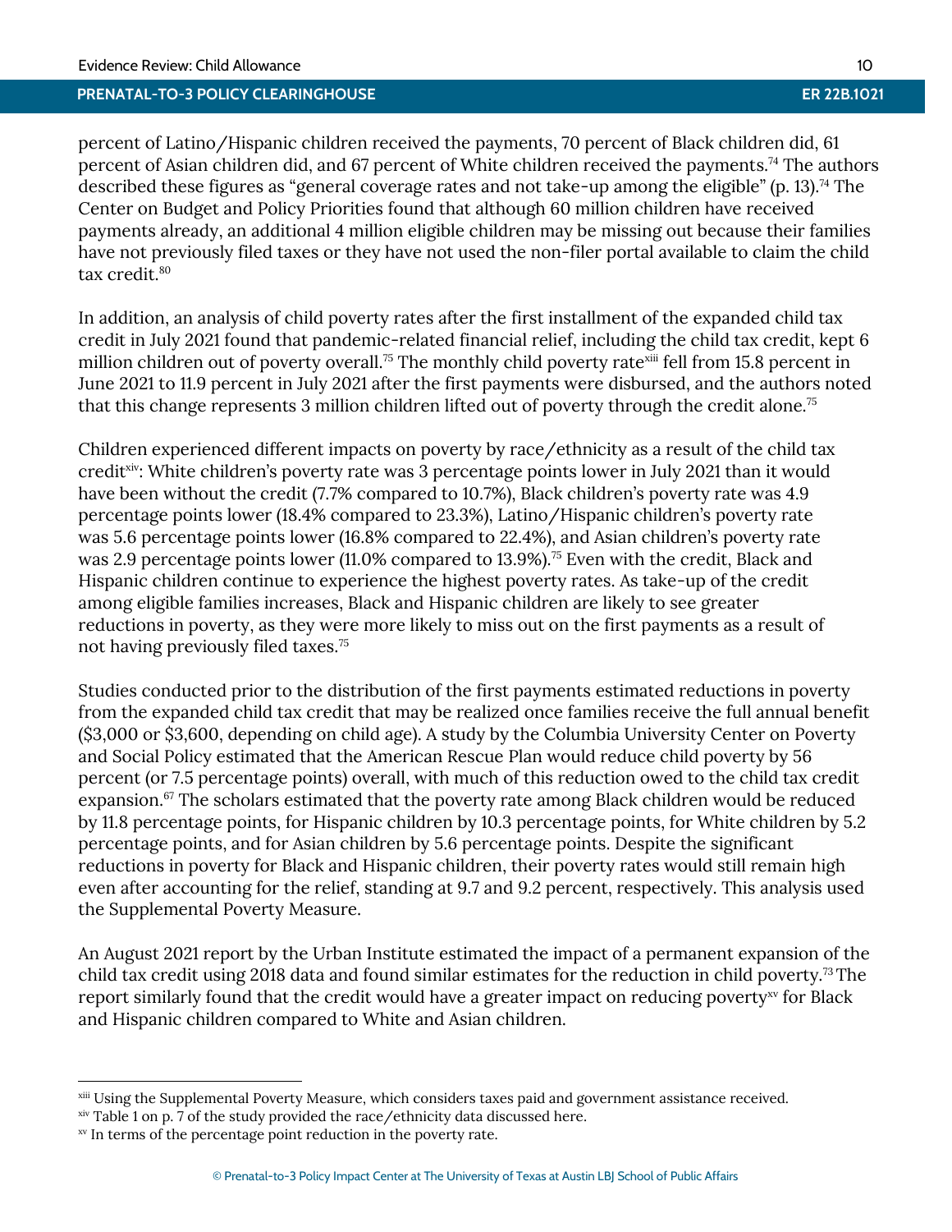percent of Latino/Hispanic children received the payments, 70 percent of Black children did, 61 percent of Asian children did, and 67 percent of White children received the payments.[74] The authors described these figures as "general coverage rates and not take-up among the eligible" (p. 13).[74] The Center on Budget and Policy Priorities found that although 60 million children have received payments already, an additional 4 million eligible children may be missing out because their families have not previously filed taxes or they have not used the non-filer portal available to claim the child tax credit.[80]

In addition, an analysis of child poverty rates after the first installment of the expanded child tax credit in July 2021 found that pandemic-related financial relief, including the child tax credit, kept 6 million children out of poverty overall.[75] The monthly child poverty rate[xiii] fell from 15.8 percent in June 2021 to 11.9 percent in July 2021 after the first payments were disbursed, and the authors noted that this change represents 3 million children lifted out of poverty through the credit alone.[75]

Children experienced different impacts on poverty by race/ethnicity as a result of the child tax credit[xiv]: White children's poverty rate was 3 percentage points lower in July 2021 than it would have been without the credit (7.7% compared to 10.7%), Black children's poverty rate was 4.9 percentage points lower (18.4% compared to 23.3%), Latino/Hispanic children's poverty rate was 5.6 percentage points lower (16.8% compared to 22.4%), and Asian children's poverty rate was 2.9 percentage points lower (11.0% compared to 13.9%).[75] Even with the credit, Black and Hispanic children continue to experience the highest poverty rates. As take-up of the credit among eligible families increases, Black and Hispanic children are likely to see greater reductions in poverty, as they were more likely to miss out on the first payments as a result of not having previously filed taxes.[75]

Studies conducted prior to the distribution of the first payments estimated reductions in poverty from the expanded child tax credit that may be realized once families receive the full annual benefit ($3,000 or $3,600, depending on child age). A study by the Columbia University Center on Poverty and Social Policy estimated that the American Rescue Plan would reduce child poverty by 56 percent (or 7.5 percentage points) overall, with much of this reduction owed to the child tax credit expansion.[67] The scholars estimated that the poverty rate among Black children would be reduced by 11.8 percentage points, for Hispanic children by 10.3 percentage points, for White children by 5.2 percentage points, and for Asian children by 5.6 percentage points. Despite the significant reductions in poverty for Black and Hispanic children, their poverty rates would still remain high even after accounting for the relief, standing at 9.7 and 9.2 percent, respectively. This analysis used the Supplemental Poverty Measure.

An August 2021 report by the Urban Institute estimated the impact of a permanent expansion of the child tax credit using 2018 data and found similar estimates for the reduction in child poverty.[73] The report similarly found that the credit would have a greater impact on reducing poverty[xv] for Black and Hispanic children compared to White and Asian children.

---

[xiii] Using the Supplemental Poverty Measure, which considers taxes paid and government assistance received.

[xiv] Table 1 on p. 7 of the study provided the race/ethnicity data discussed here.

[xv] In terms of the percentage point reduction in the poverty rate.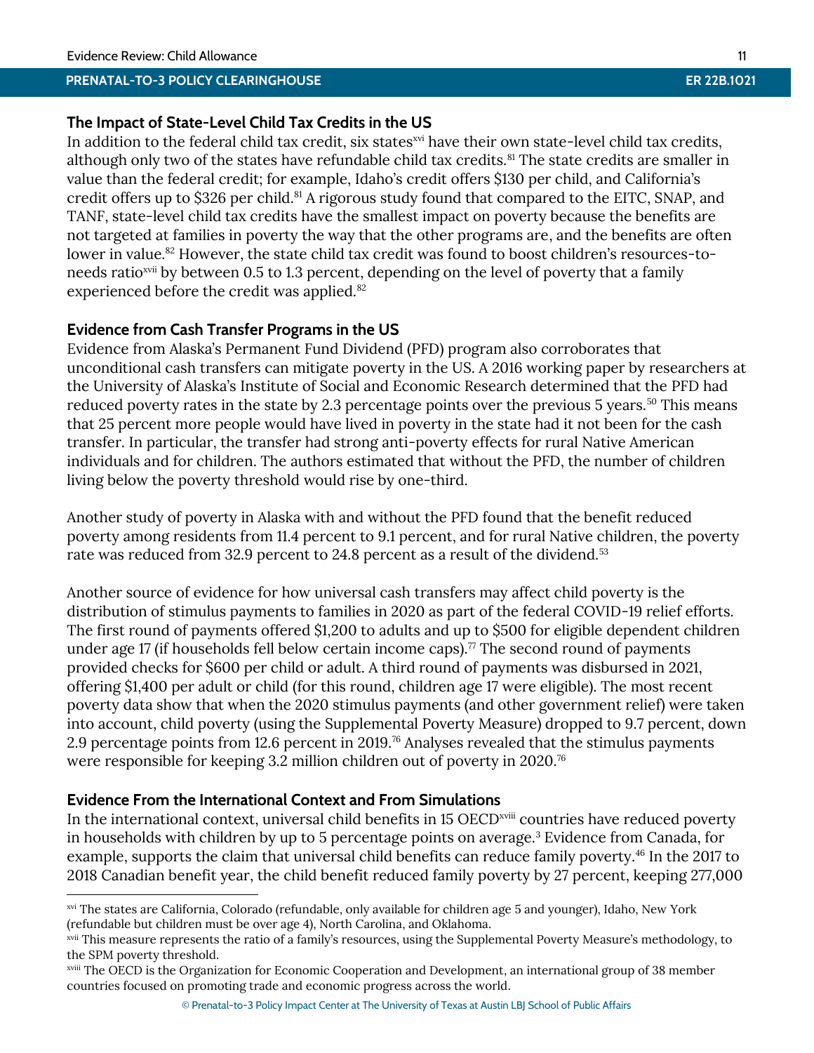### The Impact of State-Level Child Tax Credits in the US

In addition to the federal child tax credit, six states[xvi] have their own state-level child tax credits, although only two of the states have refundable child tax credits.[81] The state credits are smaller in value than the federal credit; for example, Idaho's credit offers $130 per child, and California's credit offers up to $326 per child.[81] A rigorous study found that compared to the EITC, SNAP, and TANF, state-level child tax credits have the smallest impact on poverty because the benefits are not targeted at families in poverty the way that the other programs are, and the benefits are often lower in value.[82] However, the state child tax credit was found to boost children's resources-to-needs ratio[xvii] by between 0.5 to 1.3 percent, depending on the level of poverty that a family experienced before the credit was applied.[82]

### Evidence from Cash Transfer Programs in the US

Evidence from Alaska's Permanent Fund Dividend (PFD) program also corroborates that unconditional cash transfers can mitigate poverty in the US. A 2016 working paper by researchers at the University of Alaska's Institute of Social and Economic Research determined that the PFD had reduced poverty rates in the state by 2.3 percentage points over the previous 5 years.[50] This means that 25 percent more people would have lived in poverty in the state had it not been for the cash transfer. In particular, the transfer had strong anti-poverty effects for rural Native American individuals and for children. The authors estimated that without the PFD, the number of children living below the poverty threshold would rise by one-third.

Another study of poverty in Alaska with and without the PFD found that the benefit reduced poverty among residents from 11.4 percent to 9.1 percent, and for rural Native children, the poverty rate was reduced from 32.9 percent to 24.8 percent as a result of the dividend.[53]

Another source of evidence for how universal cash transfers may affect child poverty is the distribution of stimulus payments to families in 2020 as part of the federal COVID-19 relief efforts. The first round of payments offered $1,200 to adults and up to $500 for eligible dependent children under age 17 (if households fell below certain income caps).[77] The second round of payments provided checks for $600 per child or adult. A third round of payments was disbursed in 2021, offering $1,400 per adult or child (for this round, children age 17 were eligible). The most recent poverty data show that when the 2020 stimulus payments (and other government relief) were taken into account, child poverty (using the Supplemental Poverty Measure) dropped to 9.7 percent, down 2.9 percentage points from 12.6 percent in 2019.[76] Analyses revealed that the stimulus payments were responsible for keeping 3.2 million children out of poverty in 2020.[76]

### Evidence From the International Context and From Simulations

In the international context, universal child benefits in 15 OECD[xviii] countries have reduced poverty in households with children by up to 5 percentage points on average.[3] Evidence from Canada, for example, supports the claim that universal child benefits can reduce family poverty.[46] In the 2017 to 2018 Canadian benefit year, the child benefit reduced family poverty by 27 percent, keeping 277,000

---

[xvi] The states are California, Colorado (refundable, only available for children age 5 and younger), Idaho, New York (refundable but children must be over age 4), North Carolina, and Oklahoma.

[xvii] This measure represents the ratio of a family's resources, using the Supplemental Poverty Measure's methodology, to the SPM poverty threshold.

[xviii] The OECD is the Organization for Economic Cooperation and Development, an international group of 38 member countries focused on promoting trade and economic progress across the world.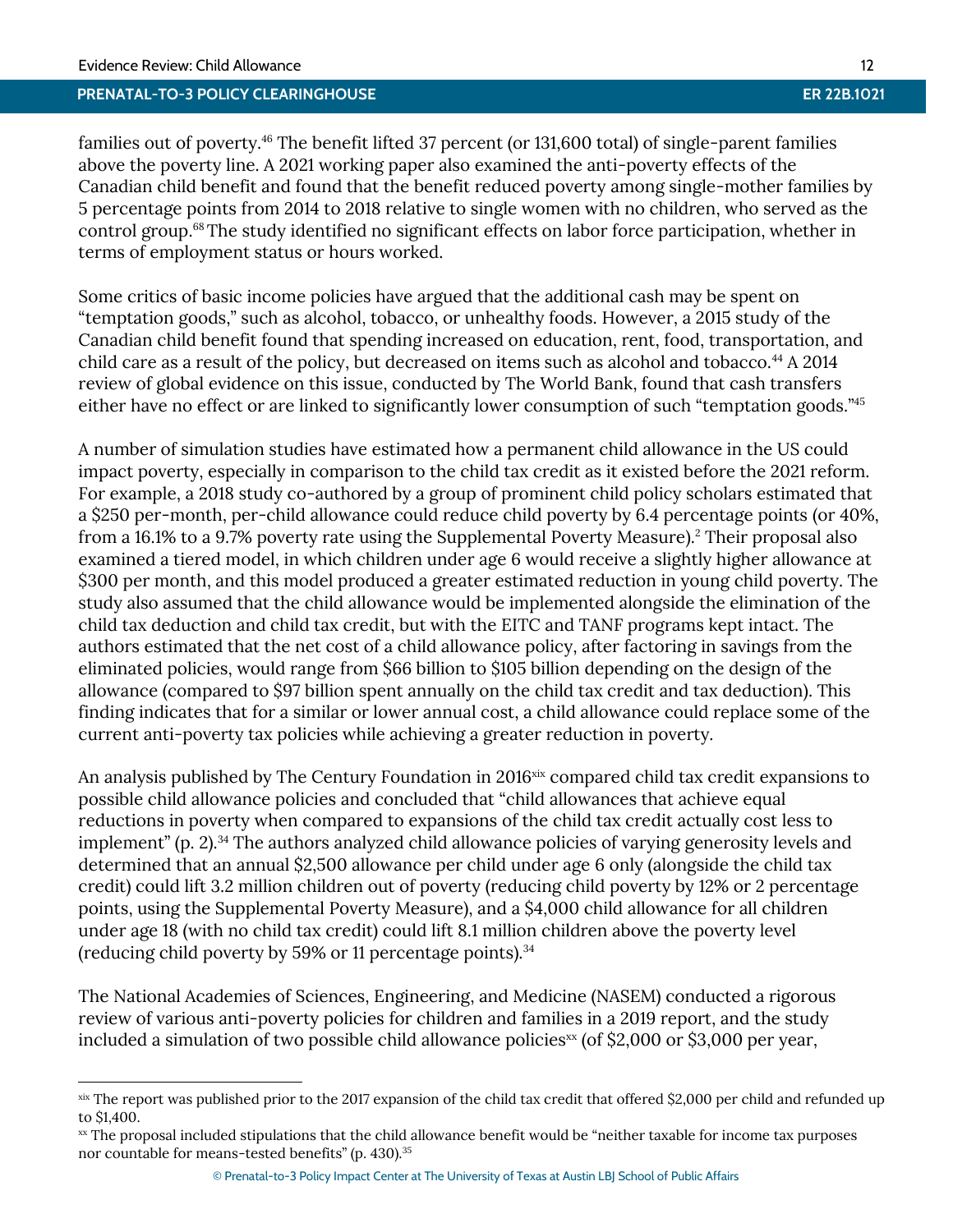families out of poverty.[46] The benefit lifted 37 percent (or 131,600 total) of single-parent families above the poverty line. A 2021 working paper also examined the anti-poverty effects of the Canadian child benefit and found that the benefit reduced poverty among single-mother families by 5 percentage points from 2014 to 2018 relative to single women with no children, who served as the control group.[68] The study identified no significant effects on labor force participation, whether in terms of employment status or hours worked.

Some critics of basic income policies have argued that the additional cash may be spent on "temptation goods," such as alcohol, tobacco, or unhealthy foods. However, a 2015 study of the Canadian child benefit found that spending increased on education, rent, food, transportation, and child care as a result of the policy, but decreased on items such as alcohol and tobacco.[44] A 2014 review of global evidence on this issue, conducted by The World Bank, found that cash transfers either have no effect or are linked to significantly lower consumption of such "temptation goods."[45]

A number of simulation studies have estimated how a permanent child allowance in the US could impact poverty, especially in comparison to the child tax credit as it existed before the 2021 reform. For example, a 2018 study co-authored by a group of prominent child policy scholars estimated that a $250 per-month, per-child allowance could reduce child poverty by 6.4 percentage points (or 40%, from a 16.1% to a 9.7% poverty rate using the Supplemental Poverty Measure).[2] Their proposal also examined a tiered model, in which children under age 6 would receive a slightly higher allowance at $300 per month, and this model produced a greater estimated reduction in young child poverty. The study also assumed that the child allowance would be implemented alongside the elimination of the child tax deduction and child tax credit, but with the EITC and TANF programs kept intact. The authors estimated that the net cost of a child allowance policy, after factoring in savings from the eliminated policies, would range from $66 billion to $105 billion depending on the design of the allowance (compared to $97 billion spent annually on the child tax credit and tax deduction). This finding indicates that for a similar or lower annual cost, a child allowance could replace some of the current anti-poverty tax policies while achieving a greater reduction in poverty.

An analysis published by The Century Foundation in 2016[xix] compared child tax credit expansions to possible child allowance policies and concluded that "child allowances that achieve equal reductions in poverty when compared to expansions of the child tax credit actually cost less to implement" (p. 2).[34] The authors analyzed child allowance policies of varying generosity levels and determined that an annual $2,500 allowance per child under age 6 only (alongside the child tax credit) could lift 3.2 million children out of poverty (reducing child poverty by 12% or 2 percentage points, using the Supplemental Poverty Measure), and a $4,000 child allowance for all children under age 18 (with no child tax credit) could lift 8.1 million children above the poverty level (reducing child poverty by 59% or 11 percentage points).[34]

The National Academies of Sciences, Engineering, and Medicine (NASEM) conducted a rigorous review of various anti-poverty policies for children and families in a 2019 report, and the study included a simulation of two possible child allowance policies[xx] (of $2,000 or $3,000 per year,

---

[xix] The report was published prior to the 2017 expansion of the child tax credit that offered $2,000 per child and refunded up to $1,400.

[xx] The proposal included stipulations that the child allowance benefit would be "neither taxable for income tax purposes nor countable for means-tested benefits" (p. 430).[35]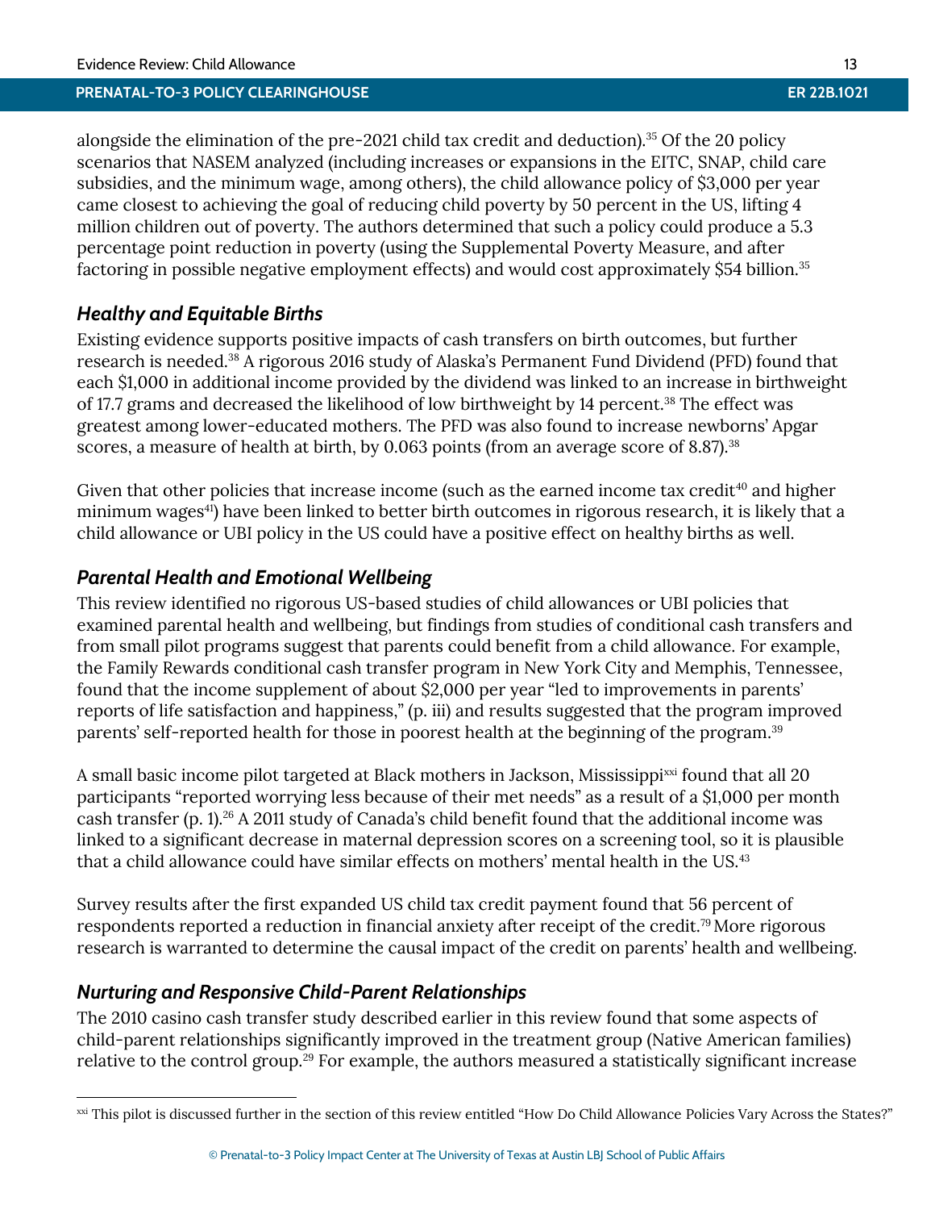alongside the elimination of the pre-2021 child tax credit and deduction).[35] Of the 20 policy scenarios that NASEM analyzed (including increases or expansions in the EITC, SNAP, child care subsidies, and the minimum wage, among others), the child allowance policy of $3,000 per year came closest to achieving the goal of reducing child poverty by 50 percent in the US, lifting 4 million children out of poverty. The authors determined that such a policy could produce a 5.3 percentage point reduction in poverty (using the Supplemental Poverty Measure, and after factoring in possible negative employment effects) and would cost approximately $54 billion.[35]

### *Healthy and Equitable Births*

Existing evidence supports positive impacts of cash transfers on birth outcomes, but further research is needed.[38] A rigorous 2016 study of Alaska's Permanent Fund Dividend (PFD) found that each $1,000 in additional income provided by the dividend was linked to an increase in birthweight of 17.7 grams and decreased the likelihood of low birthweight by 14 percent.[38] The effect was greatest among lower-educated mothers. The PFD was also found to increase newborns' Apgar scores, a measure of health at birth, by 0.063 points (from an average score of 8.87).[38]

Given that other policies that increase income (such as the earned income tax credit[40] and higher minimum wages[41]) have been linked to better birth outcomes in rigorous research, it is likely that a child allowance or UBI policy in the US could have a positive effect on healthy births as well.

### *Parental Health and Emotional Wellbeing*

This review identified no rigorous US-based studies of child allowances or UBI policies that examined parental health and wellbeing, but findings from studies of conditional cash transfers and from small pilot programs suggest that parents could benefit from a child allowance. For example, the Family Rewards conditional cash transfer program in New York City and Memphis, Tennessee, found that the income supplement of about $2,000 per year "led to improvements in parents' reports of life satisfaction and happiness," (p. iii) and results suggested that the program improved parents' self-reported health for those in poorest health at the beginning of the program.[39]

A small basic income pilot targeted at Black mothers in Jackson, Mississippi[xxi] found that all 20 participants "reported worrying less because of their met needs" as a result of a $1,000 per month cash transfer (p. 1).[26] A 2011 study of Canada's child benefit found that the additional income was linked to a significant decrease in maternal depression scores on a screening tool, so it is plausible that a child allowance could have similar effects on mothers' mental health in the US.[43]

Survey results after the first expanded US child tax credit payment found that 56 percent of respondents reported a reduction in financial anxiety after receipt of the credit.[79] More rigorous research is warranted to determine the causal impact of the credit on parents' health and wellbeing.

### *Nurturing and Responsive Child-Parent Relationships*

The 2010 casino cash transfer study described earlier in this review found that some aspects of child-parent relationships significantly improved in the treatment group (Native American families) relative to the control group.[29] For example, the authors measured a statistically significant increase

[xxi] This pilot is discussed further in the section of this review entitled "How Do Child Allowance Policies Vary Across the States?"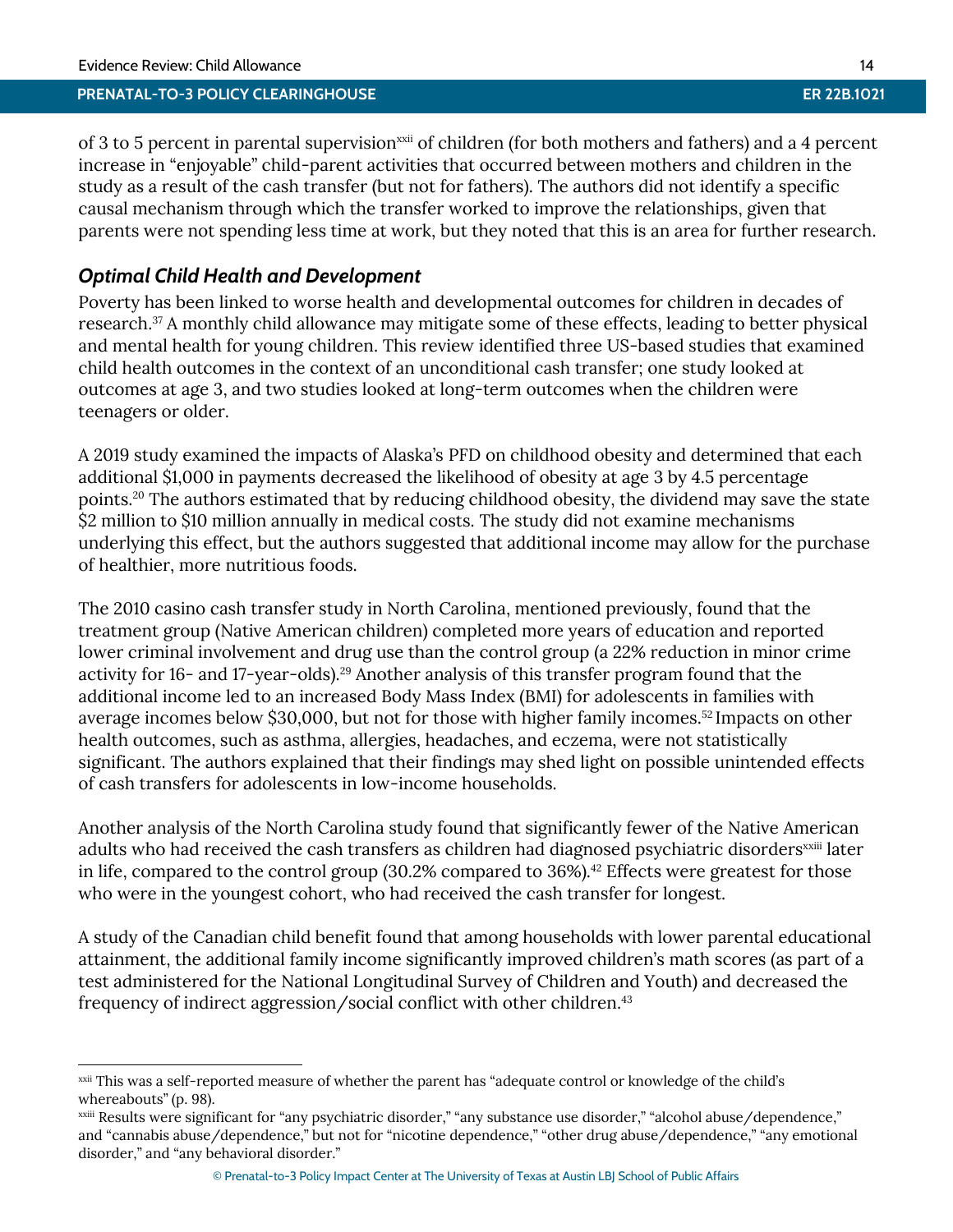of 3 to 5 percent in parental supervision[xxii] of children (for both mothers and fathers) and a 4 percent increase in "enjoyable" child-parent activities that occurred between mothers and children in the study as a result of the cash transfer (but not for fathers). The authors did not identify a specific causal mechanism through which the transfer worked to improve the relationships, given that parents were not spending less time at work, but they noted that this is an area for further research.

### *Optimal Child Health and Development*

Poverty has been linked to worse health and developmental outcomes for children in decades of research.[37] A monthly child allowance may mitigate some of these effects, leading to better physical and mental health for young children. This review identified three US-based studies that examined child health outcomes in the context of an unconditional cash transfer; one study looked at outcomes at age 3, and two studies looked at long-term outcomes when the children were teenagers or older.

A 2019 study examined the impacts of Alaska's PFD on childhood obesity and determined that each additional $1,000 in payments decreased the likelihood of obesity at age 3 by 4.5 percentage points.[20] The authors estimated that by reducing childhood obesity, the dividend may save the state $2 million to $10 million annually in medical costs. The study did not examine mechanisms underlying this effect, but the authors suggested that additional income may allow for the purchase of healthier, more nutritious foods.

The 2010 casino cash transfer study in North Carolina, mentioned previously, found that the treatment group (Native American children) completed more years of education and reported lower criminal involvement and drug use than the control group (a 22% reduction in minor crime activity for 16- and 17-year-olds).[29] Another analysis of this transfer program found that the additional income led to an increased Body Mass Index (BMI) for adolescents in families with average incomes below $30,000, but not for those with higher family incomes.[52] Impacts on other health outcomes, such as asthma, allergies, headaches, and eczema, were not statistically significant. The authors explained that their findings may shed light on possible unintended effects of cash transfers for adolescents in low-income households.

Another analysis of the North Carolina study found that significantly fewer of the Native American adults who had received the cash transfers as children had diagnosed psychiatric disorders[xxiii] later in life, compared to the control group (30.2% compared to 36%).[42] Effects were greatest for those who were in the youngest cohort, who had received the cash transfer for longest.

A study of the Canadian child benefit found that among households with lower parental educational attainment, the additional family income significantly improved children's math scores (as part of a test administered for the National Longitudinal Survey of Children and Youth) and decreased the frequency of indirect aggression/social conflict with other children.[43]

---

[xxii] This was a self-reported measure of whether the parent has "adequate control or knowledge of the child's whereabouts" (p. 98).

[xxiii] Results were significant for "any psychiatric disorder," "any substance use disorder," "alcohol abuse/dependence," and "cannabis abuse/dependence," but not for "nicotine dependence," "other drug abuse/dependence," "any emotional disorder," and "any behavioral disorder."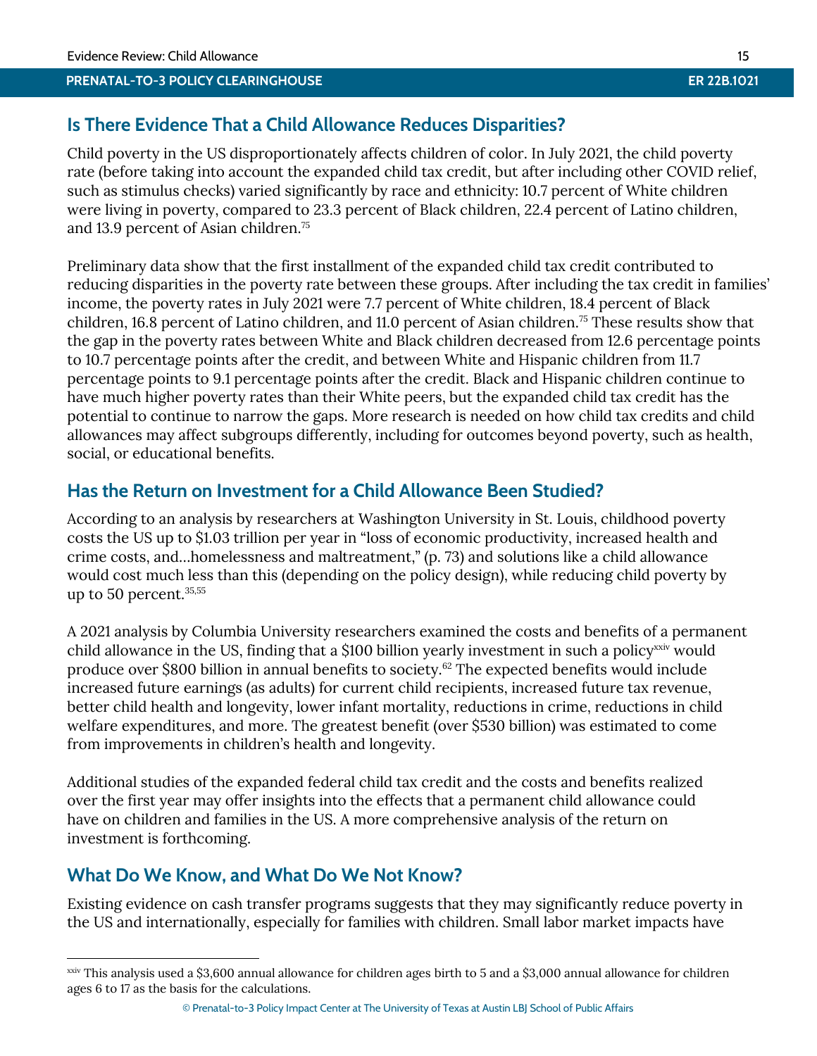## Is There Evidence That a Child Allowance Reduces Disparities?

Child poverty in the US disproportionately affects children of color. In July 2021, the child poverty rate (before taking into account the expanded child tax credit, but after including other COVID relief, such as stimulus checks) varied significantly by race and ethnicity: 10.7 percent of White children were living in poverty, compared to 23.3 percent of Black children, 22.4 percent of Latino children, and 13.9 percent of Asian children.[75]

Preliminary data show that the first installment of the expanded child tax credit contributed to reducing disparities in the poverty rate between these groups. After including the tax credit in families' income, the poverty rates in July 2021 were 7.7 percent of White children, 18.4 percent of Black children, 16.8 percent of Latino children, and 11.0 percent of Asian children.[75] These results show that the gap in the poverty rates between White and Black children decreased from 12.6 percentage points to 10.7 percentage points after the credit, and between White and Hispanic children from 11.7 percentage points to 9.1 percentage points after the credit. Black and Hispanic children continue to have much higher poverty rates than their White peers, but the expanded child tax credit has the potential to continue to narrow the gaps. More research is needed on how child tax credits and child allowances may affect subgroups differently, including for outcomes beyond poverty, such as health, social, or educational benefits.

## Has the Return on Investment for a Child Allowance Been Studied?

According to an analysis by researchers at Washington University in St. Louis, childhood poverty costs the US up to $1.03 trillion per year in "loss of economic productivity, increased health and crime costs, and…homelessness and maltreatment," (p. 73) and solutions like a child allowance would cost much less than this (depending on the policy design), while reducing child poverty by up to 50 percent.[35,55]

A 2021 analysis by Columbia University researchers examined the costs and benefits of a permanent child allowance in the US, finding that a $100 billion yearly investment in such a policy[xxiv] would produce over $800 billion in annual benefits to society.[62] The expected benefits would include increased future earnings (as adults) for current child recipients, increased future tax revenue, better child health and longevity, lower infant mortality, reductions in crime, reductions in child welfare expenditures, and more. The greatest benefit (over $530 billion) was estimated to come from improvements in children's health and longevity.

Additional studies of the expanded federal child tax credit and the costs and benefits realized over the first year may offer insights into the effects that a permanent child allowance could have on children and families in the US. A more comprehensive analysis of the return on investment is forthcoming.

## What Do We Know, and What Do We Not Know?

Existing evidence on cash transfer programs suggests that they may significantly reduce poverty in the US and internationally, especially for families with children. Small labor market impacts have

[xxiv] This analysis used a $3,600 annual allowance for children ages birth to 5 and a $3,000 annual allowance for children ages 6 to 17 as the basis for the calculations.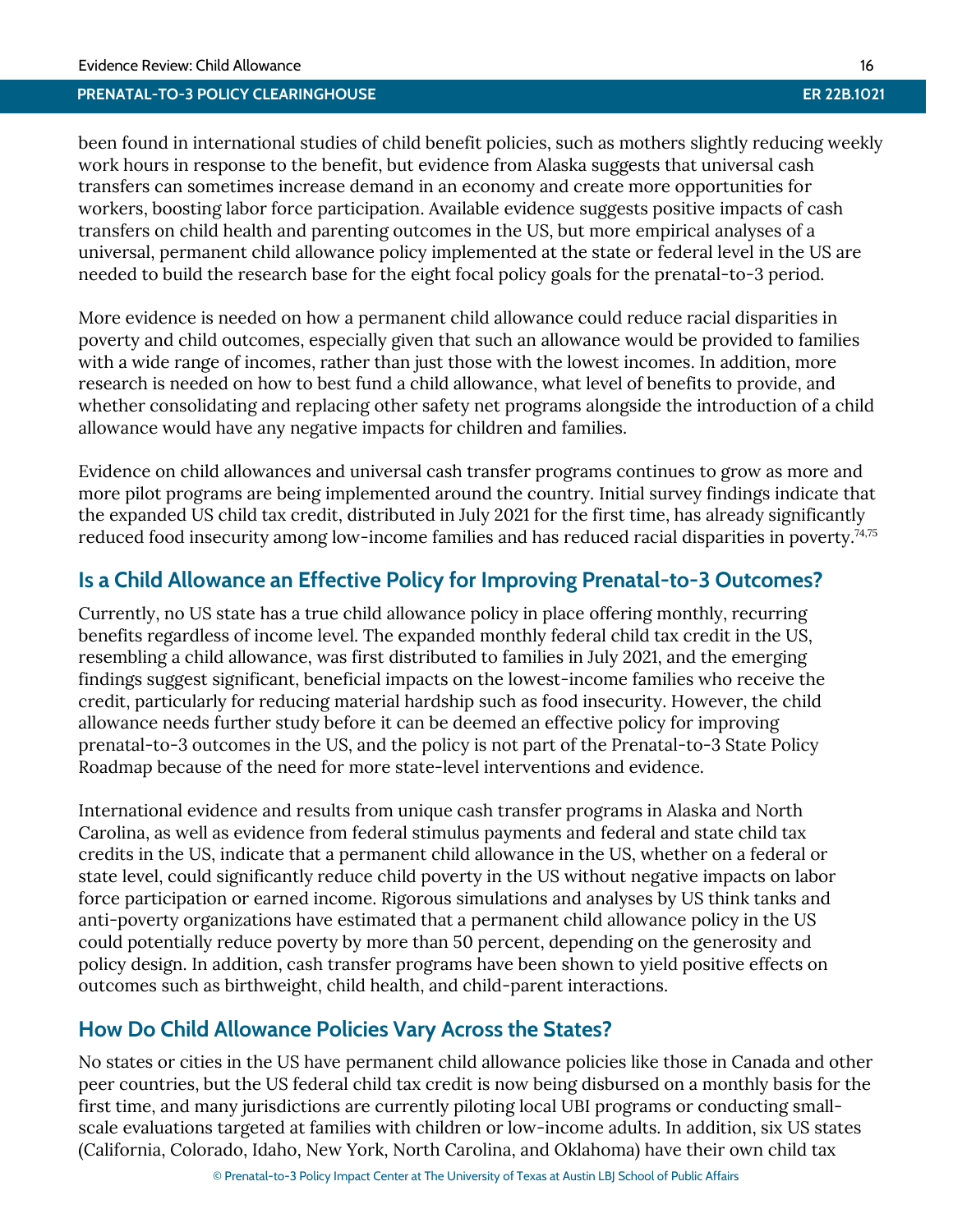been found in international studies of child benefit policies, such as mothers slightly reducing weekly work hours in response to the benefit, but evidence from Alaska suggests that universal cash transfers can sometimes increase demand in an economy and create more opportunities for workers, boosting labor force participation. Available evidence suggests positive impacts of cash transfers on child health and parenting outcomes in the US, but more empirical analyses of a universal, permanent child allowance policy implemented at the state or federal level in the US are needed to build the research base for the eight focal policy goals for the prenatal-to-3 period.

More evidence is needed on how a permanent child allowance could reduce racial disparities in poverty and child outcomes, especially given that such an allowance would be provided to families with a wide range of incomes, rather than just those with the lowest incomes. In addition, more research is needed on how to best fund a child allowance, what level of benefits to provide, and whether consolidating and replacing other safety net programs alongside the introduction of a child allowance would have any negative impacts for children and families.

Evidence on child allowances and universal cash transfer programs continues to grow as more and more pilot programs are being implemented around the country. Initial survey findings indicate that the expanded US child tax credit, distributed in July 2021 for the first time, has already significantly reduced food insecurity among low-income families and has reduced racial disparities in poverty.[74,75]

## Is a Child Allowance an Effective Policy for Improving Prenatal-to-3 Outcomes?

Currently, no US state has a true child allowance policy in place offering monthly, recurring benefits regardless of income level. The expanded monthly federal child tax credit in the US, resembling a child allowance, was first distributed to families in July 2021, and the emerging findings suggest significant, beneficial impacts on the lowest-income families who receive the credit, particularly for reducing material hardship such as food insecurity. However, the child allowance needs further study before it can be deemed an effective policy for improving prenatal-to-3 outcomes in the US, and the policy is not part of the Prenatal-to-3 State Policy Roadmap because of the need for more state-level interventions and evidence.

International evidence and results from unique cash transfer programs in Alaska and North Carolina, as well as evidence from federal stimulus payments and federal and state child tax credits in the US, indicate that a permanent child allowance in the US, whether on a federal or state level, could significantly reduce child poverty in the US without negative impacts on labor force participation or earned income. Rigorous simulations and analyses by US think tanks and anti-poverty organizations have estimated that a permanent child allowance policy in the US could potentially reduce poverty by more than 50 percent, depending on the generosity and policy design. In addition, cash transfer programs have been shown to yield positive effects on outcomes such as birthweight, child health, and child-parent interactions.

## How Do Child Allowance Policies Vary Across the States?

No states or cities in the US have permanent child allowance policies like those in Canada and other peer countries, but the US federal child tax credit is now being disbursed on a monthly basis for the first time, and many jurisdictions are currently piloting local UBI programs or conducting small-scale evaluations targeted at families with children or low-income adults. In addition, six US states (California, Colorado, Idaho, New York, North Carolina, and Oklahoma) have their own child tax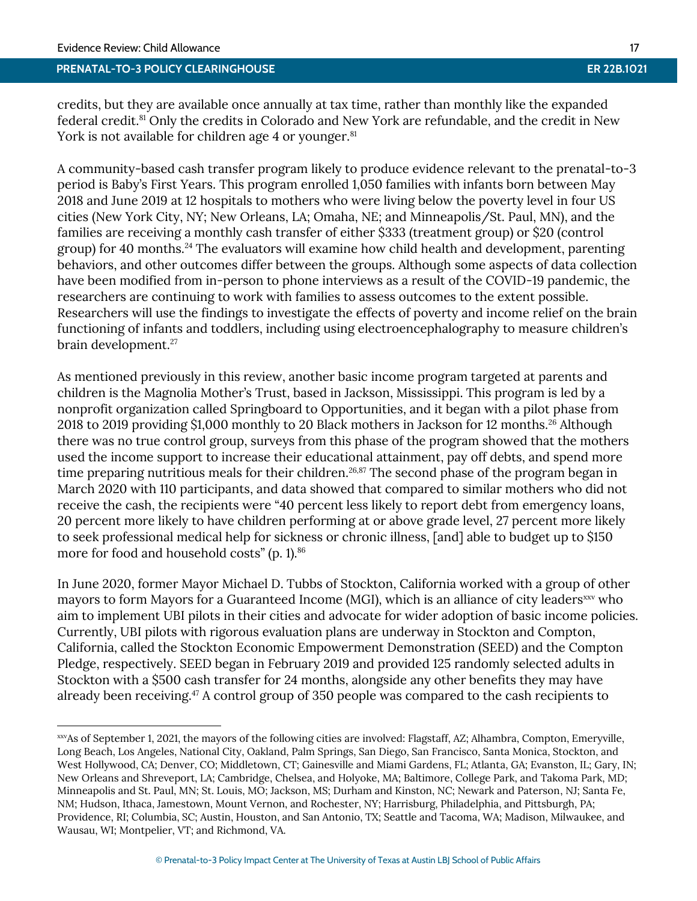credits, but they are available once annually at tax time, rather than monthly like the expanded federal credit.[81] Only the credits in Colorado and New York are refundable, and the credit in New York is not available for children age 4 or younger.[81]

A community-based cash transfer program likely to produce evidence relevant to the prenatal-to-3 period is Baby's First Years. This program enrolled 1,050 families with infants born between May 2018 and June 2019 at 12 hospitals to mothers who were living below the poverty level in four US cities (New York City, NY; New Orleans, LA; Omaha, NE; and Minneapolis/St. Paul, MN), and the families are receiving a monthly cash transfer of either $333 (treatment group) or $20 (control group) for 40 months.[24] The evaluators will examine how child health and development, parenting behaviors, and other outcomes differ between the groups. Although some aspects of data collection have been modified from in-person to phone interviews as a result of the COVID-19 pandemic, the researchers are continuing to work with families to assess outcomes to the extent possible. Researchers will use the findings to investigate the effects of poverty and income relief on the brain functioning of infants and toddlers, including using electroencephalography to measure children's brain development.[27]

As mentioned previously in this review, another basic income program targeted at parents and children is the Magnolia Mother's Trust, based in Jackson, Mississippi. This program is led by a nonprofit organization called Springboard to Opportunities, and it began with a pilot phase from 2018 to 2019 providing $1,000 monthly to 20 Black mothers in Jackson for 12 months.[26] Although there was no true control group, surveys from this phase of the program showed that the mothers used the income support to increase their educational attainment, pay off debts, and spend more time preparing nutritious meals for their children.[26,87] The second phase of the program began in March 2020 with 110 participants, and data showed that compared to similar mothers who did not receive the cash, the recipients were "40 percent less likely to report debt from emergency loans, 20 percent more likely to have children performing at or above grade level, 27 percent more likely to seek professional medical help for sickness or chronic illness, [and] able to budget up to $150 more for food and household costs" (p. 1).[86]

In June 2020, former Mayor Michael D. Tubbs of Stockton, California worked with a group of other mayors to form Mayors for a Guaranteed Income (MGI), which is an alliance of city leaders[xxv] who aim to implement UBI pilots in their cities and advocate for wider adoption of basic income policies. Currently, UBI pilots with rigorous evaluation plans are underway in Stockton and Compton, California, called the Stockton Economic Empowerment Demonstration (SEED) and the Compton Pledge, respectively. SEED began in February 2019 and provided 125 randomly selected adults in Stockton with a $500 cash transfer for 24 months, alongside any other benefits they may have already been receiving.[47] A control group of 350 people was compared to the cash recipients to

[xxv] As of September 1, 2021, the mayors of the following cities are involved: Flagstaff, AZ; Alhambra, Compton, Emeryville, Long Beach, Los Angeles, National City, Oakland, Palm Springs, San Diego, San Francisco, Santa Monica, Stockton, and West Hollywood, CA; Denver, CO; Middletown, CT; Gainesville and Miami Gardens, FL; Atlanta, GA; Evanston, IL; Gary, IN; New Orleans and Shreveport, LA; Cambridge, Chelsea, and Holyoke, MA; Baltimore, College Park, and Takoma Park, MD; Minneapolis and St. Paul, MN; St. Louis, MO; Jackson, MS; Durham and Kinston, NC; Newark and Paterson, NJ; Santa Fe, NM; Hudson, Ithaca, Jamestown, Mount Vernon, and Rochester, NY; Harrisburg, Philadelphia, and Pittsburgh, PA; Providence, RI; Columbia, SC; Austin, Houston, and San Antonio, TX; Seattle and Tacoma, WA; Madison, Milwaukee, and Wausau, WI; Montpelier, VT; and Richmond, VA.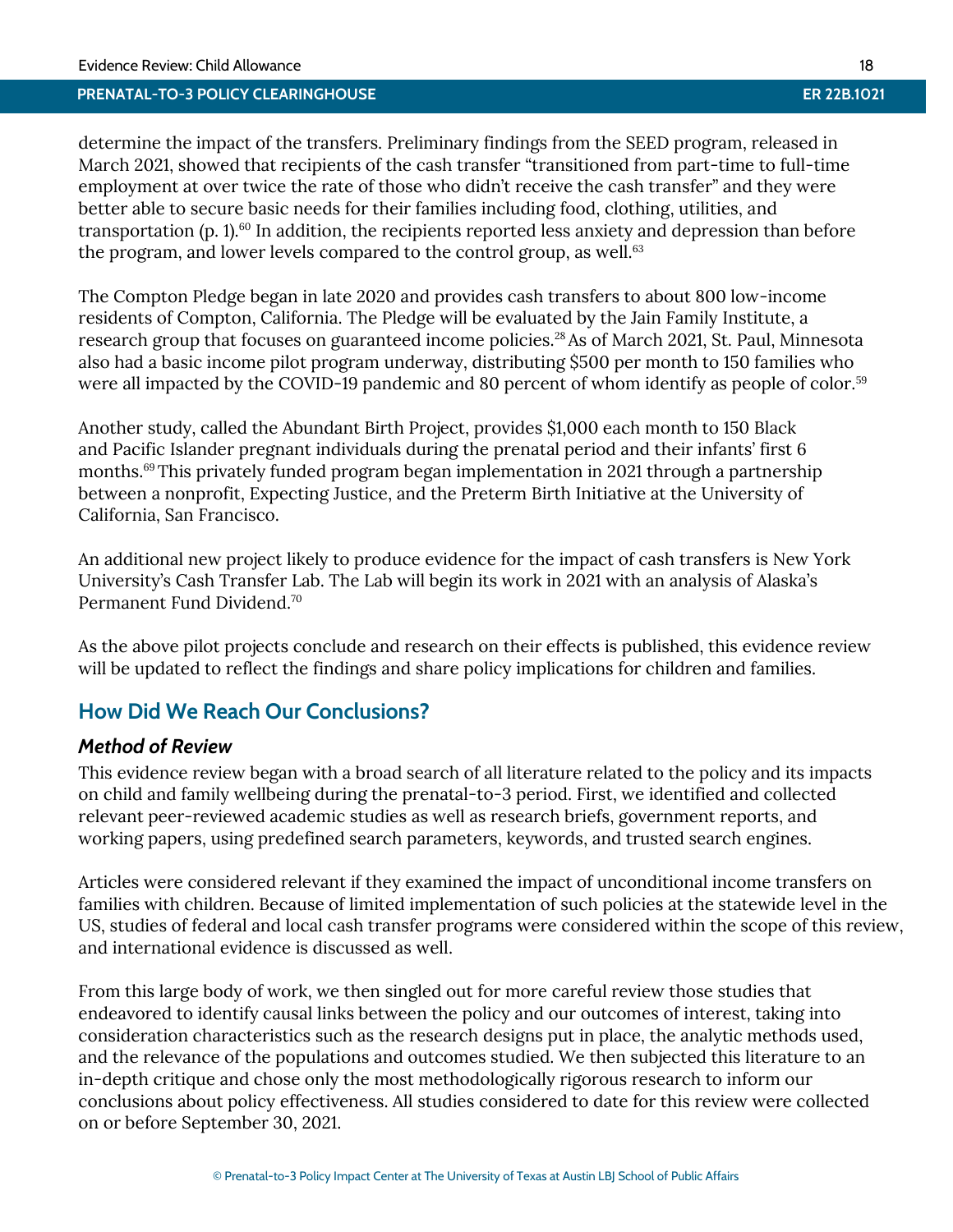determine the impact of the transfers. Preliminary findings from the SEED program, released in March 2021, showed that recipients of the cash transfer "transitioned from part-time to full-time employment at over twice the rate of those who didn't receive the cash transfer" and they were better able to secure basic needs for their families including food, clothing, utilities, and transportation (p. 1).[60] In addition, the recipients reported less anxiety and depression than before the program, and lower levels compared to the control group, as well.[63]

The Compton Pledge began in late 2020 and provides cash transfers to about 800 low-income residents of Compton, California. The Pledge will be evaluated by the Jain Family Institute, a research group that focuses on guaranteed income policies.[28] As of March 2021, St. Paul, Minnesota also had a basic income pilot program underway, distributing $500 per month to 150 families who were all impacted by the COVID-19 pandemic and 80 percent of whom identify as people of color.[59]

Another study, called the Abundant Birth Project, provides $1,000 each month to 150 Black and Pacific Islander pregnant individuals during the prenatal period and their infants' first 6 months.[69] This privately funded program began implementation in 2021 through a partnership between a nonprofit, Expecting Justice, and the Preterm Birth Initiative at the University of California, San Francisco.

An additional new project likely to produce evidence for the impact of cash transfers is New York University's Cash Transfer Lab. The Lab will begin its work in 2021 with an analysis of Alaska's Permanent Fund Dividend.[70]

As the above pilot projects conclude and research on their effects is published, this evidence review will be updated to reflect the findings and share policy implications for children and families.

## How Did We Reach Our Conclusions?

### *Method of Review*

This evidence review began with a broad search of all literature related to the policy and its impacts on child and family wellbeing during the prenatal-to-3 period. First, we identified and collected relevant peer-reviewed academic studies as well as research briefs, government reports, and working papers, using predefined search parameters, keywords, and trusted search engines.

Articles were considered relevant if they examined the impact of unconditional income transfers on families with children. Because of limited implementation of such policies at the statewide level in the US, studies of federal and local cash transfer programs were considered within the scope of this review, and international evidence is discussed as well.

From this large body of work, we then singled out for more careful review those studies that endeavored to identify causal links between the policy and our outcomes of interest, taking into consideration characteristics such as the research designs put in place, the analytic methods used, and the relevance of the populations and outcomes studied. We then subjected this literature to an in-depth critique and chose only the most methodologically rigorous research to inform our conclusions about policy effectiveness. All studies considered to date for this review were collected on or before September 30, 2021.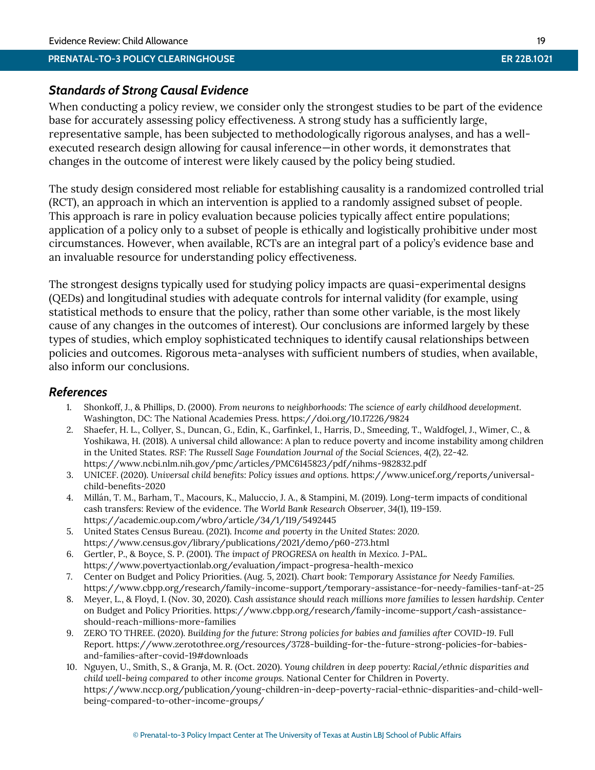### *Standards of Strong Causal Evidence*

When conducting a policy review, we consider only the strongest studies to be part of the evidence base for accurately assessing policy effectiveness. A strong study has a sufficiently large, representative sample, has been subjected to methodologically rigorous analyses, and has a well-executed research design allowing for causal inference—in other words, it demonstrates that changes in the outcome of interest were likely caused by the policy being studied.

The study design considered most reliable for establishing causality is a randomized controlled trial (RCT), an approach in which an intervention is applied to a randomly assigned subset of people. This approach is rare in policy evaluation because policies typically affect entire populations; application of a policy only to a subset of people is ethically and logistically prohibitive under most circumstances. However, when available, RCTs are an integral part of a policy's evidence base and an invaluable resource for understanding policy effectiveness.

The strongest designs typically used for studying policy impacts are quasi-experimental designs (QEDs) and longitudinal studies with adequate controls for internal validity (for example, using statistical methods to ensure that the policy, rather than some other variable, is the most likely cause of any changes in the outcomes of interest). Our conclusions are informed largely by these types of studies, which employ sophisticated techniques to identify causal relationships between policies and outcomes. Rigorous meta-analyses with sufficient numbers of studies, when available, also inform our conclusions.

### *References*

1. Shonkoff, J., & Phillips, D. (2000). *From neurons to neighborhoods: The science of early childhood development.* Washington, DC: The National Academies Press. https://doi.org/10.17226/9824
2. Shaefer, H. L., Collyer, S., Duncan, G., Edin, K., Garfinkel, I., Harris, D., Smeeding, T., Waldfogel, J., Wimer, C., & Yoshikawa, H. (2018). A universal child allowance: A plan to reduce poverty and income instability among children in the United States. *RSF: The Russell Sage Foundation Journal of the Social Sciences*, 4(2), 22-42. https://www.ncbi.nlm.nih.gov/pmc/articles/PMC6145823/pdf/nihms-982832.pdf
3. UNICEF. (2020). *Universal child benefits: Policy issues and options.* https://www.unicef.org/reports/universal-child-benefits-2020
4. Millán, T. M., Barham, T., Macours, K., Maluccio, J. A., & Stampini, M. (2019). Long-term impacts of conditional cash transfers: Review of the evidence. *The World Bank Research Observer*, 34(1), 119-159. https://academic.oup.com/wbro/article/34/1/119/5492445
5. United States Census Bureau. (2021). *Income and poverty in the United States: 2020.* https://www.census.gov/library/publications/2021/demo/p60-273.html
6. Gertler, P., & Boyce, S. P. (2001). *The impact of PROGRESA on health in Mexico.* J-PAL. https://www.povertyactionlab.org/evaluation/impact-progresa-health-mexico
7. Center on Budget and Policy Priorities. (Aug. 5, 2021). *Chart book: Temporary Assistance for Needy Families.* https://www.cbpp.org/research/family-income-support/temporary-assistance-for-needy-families-tanf-at-25
8. Meyer, L., & Floyd, I. (Nov. 30, 2020). *Cash assistance should reach millions more families to lessen hardship.* Center on Budget and Policy Priorities. https://www.cbpp.org/research/family-income-support/cash-assistance-should-reach-millions-more-families
9. ZERO TO THREE. (2020). *Building for the future: Strong policies for babies and families after COVID-19.* Full Report. https://www.zerotothree.org/resources/3728-building-for-the-future-strong-policies-for-babies-and-families-after-covid-19#downloads
10. Nguyen, U., Smith, S., & Granja, M. R. (Oct. 2020). *Young children in deep poverty: Racial/ethnic disparities and child well-being compared to other income groups.* National Center for Children in Poverty. https://www.nccp.org/publication/young-children-in-deep-poverty-racial-ethnic-disparities-and-child-well-being-compared-to-other-income-groups/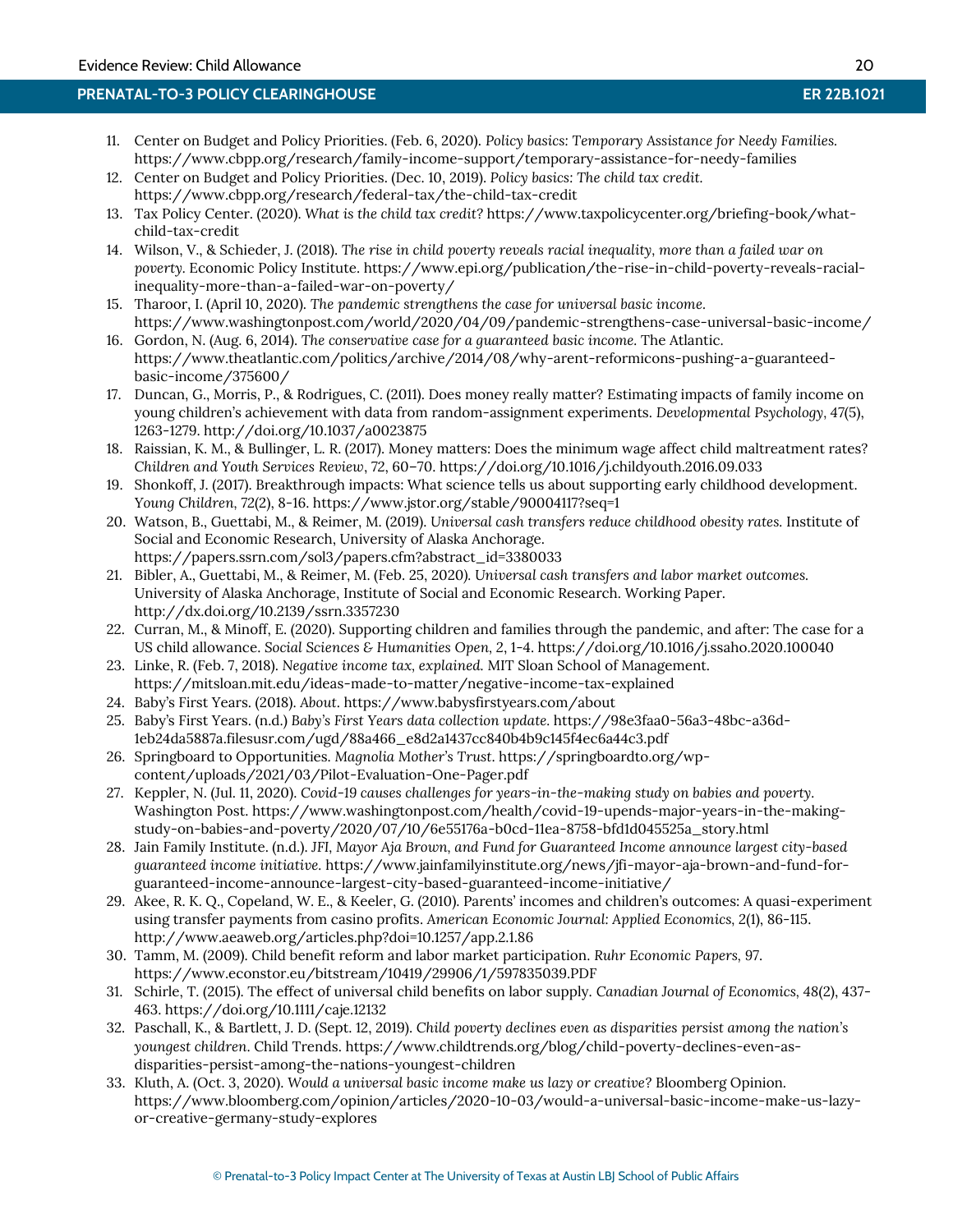11. Center on Budget and Policy Priorities. (Feb. 6, 2020). *Policy basics: Temporary Assistance for Needy Families.* https://www.cbpp.org/research/family-income-support/temporary-assistance-for-needy-families
12. Center on Budget and Policy Priorities. (Dec. 10, 2019). *Policy basics: The child tax credit.* https://www.cbpp.org/research/federal-tax/the-child-tax-credit
13. Tax Policy Center. (2020). *What is the child tax credit?* https://www.taxpolicycenter.org/briefing-book/what-child-tax-credit
14. Wilson, V., & Schieder, J. (2018). *The rise in child poverty reveals racial inequality, more than a failed war on poverty.* Economic Policy Institute. https://www.epi.org/publication/the-rise-in-child-poverty-reveals-racial-inequality-more-than-a-failed-war-on-poverty/
15. Tharoor, I. (April 10, 2020). *The pandemic strengthens the case for universal basic income.* https://www.washingtonpost.com/world/2020/04/09/pandemic-strengthens-case-universal-basic-income/
16. Gordon, N. (Aug. 6, 2014). *The conservative case for a guaranteed basic income.* The Atlantic. https://www.theatlantic.com/politics/archive/2014/08/why-arent-reformicons-pushing-a-guaranteed-basic-income/375600/
17. Duncan, G., Morris, P., & Rodrigues, C. (2011). Does money really matter? Estimating impacts of family income on young children's achievement with data from random-assignment experiments. *Developmental Psychology*, 47(5), 1263-1279. http://doi.org/10.1037/a0023875
18. Raissian, K. M., & Bullinger, L. R. (2017). Money matters: Does the minimum wage affect child maltreatment rates? *Children and Youth Services Review*, 72, 60–70. https://doi.org/10.1016/j.childyouth.2016.09.033
19. Shonkoff, J. (2017). Breakthrough impacts: What science tells us about supporting early childhood development. *Young Children*, 72(2), 8-16. https://www.jstor.org/stable/90004117?seq=1
20. Watson, B., Guettabi, M., & Reimer, M. (2019). *Universal cash transfers reduce childhood obesity rates.* Institute of Social and Economic Research, University of Alaska Anchorage. https://papers.ssrn.com/sol3/papers.cfm?abstract_id=3380033
21. Bibler, A., Guettabi, M., & Reimer, M. (Feb. 25, 2020). *Universal cash transfers and labor market outcomes.* University of Alaska Anchorage, Institute of Social and Economic Research. Working Paper. http://dx.doi.org/10.2139/ssrn.3357230
22. Curran, M., & Minoff, E. (2020). Supporting children and families through the pandemic, and after: The case for a US child allowance. *Social Sciences & Humanities Open*, 2, 1-4. https://doi.org/10.1016/j.ssaho.2020.100040
23. Linke, R. (Feb. 7, 2018). *Negative income tax, explained.* MIT Sloan School of Management. https://mitsloan.mit.edu/ideas-made-to-matter/negative-income-tax-explained
24. Baby's First Years. (2018). *About.* https://www.babysfirstyears.com/about
25. Baby's First Years. (n.d.) *Baby's First Years data collection update.* https://98e3faa0-56a3-48bc-a36d-1eb24da5887a.filesusr.com/ugd/88a466_e8d2a1437cc840b4b9c145f4ec6a44c3.pdf
26. Springboard to Opportunities. *Magnolia Mother's Trust.* https://springboardto.org/wp-content/uploads/2021/03/Pilot-Evaluation-One-Pager.pdf
27. Keppler, N. (Jul. 11, 2020). *Covid-19 causes challenges for years-in-the-making study on babies and poverty.* Washington Post. https://www.washingtonpost.com/health/covid-19-upends-major-years-in-the-making-study-on-babies-and-poverty/2020/07/10/6e55176a-b0cd-11ea-8758-bfd1d045525a_story.html
28. Jain Family Institute. (n.d.). *JFI, Mayor Aja Brown, and Fund for Guaranteed Income announce largest city-based guaranteed income initiative.* https://www.jainfamilyinstitute.org/news/jfi-mayor-aja-brown-and-fund-for-guaranteed-income-announce-largest-city-based-guaranteed-income-initiative/
29. Akee, R. K. Q., Copeland, W. E., & Keeler, G. (2010). Parents' incomes and children's outcomes: A quasi-experiment using transfer payments from casino profits. *American Economic Journal: Applied Economics*, 2(1), 86-115. http://www.aeaweb.org/articles.php?doi=10.1257/app.2.1.86
30. Tamm, M. (2009). Child benefit reform and labor market participation. *Ruhr Economic Papers*, 97. https://www.econstor.eu/bitstream/10419/29906/1/597835039.PDF
31. Schirle, T. (2015). The effect of universal child benefits on labor supply. *Canadian Journal of Economics*, 48(2), 437-463. https://doi.org/10.1111/caje.12132
32. Paschall, K., & Bartlett, J. D. (Sept. 12, 2019). *Child poverty declines even as disparities persist among the nation's youngest children.* Child Trends. https://www.childtrends.org/blog/child-poverty-declines-even-as-disparities-persist-among-the-nations-youngest-children
33. Kluth, A. (Oct. 3, 2020). *Would a universal basic income make us lazy or creative?* Bloomberg Opinion. https://www.bloomberg.com/opinion/articles/2020-10-03/would-a-universal-basic-income-make-us-lazy-or-creative-germany-study-explores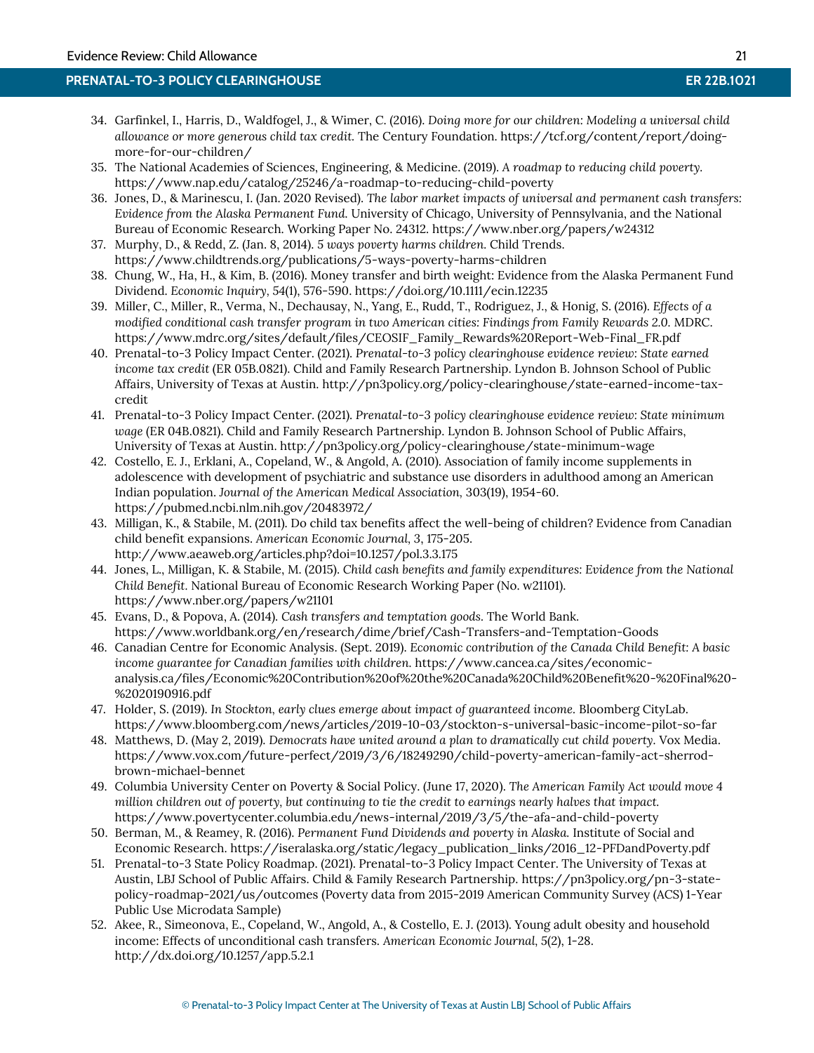34. Garfinkel, I., Harris, D., Waldfogel, J., & Wimer, C. (2016). *Doing more for our children: Modeling a universal child allowance or more generous child tax credit.* The Century Foundation. https://tcf.org/content/report/doing-more-for-our-children/
35. The National Academies of Sciences, Engineering, & Medicine. (2019). *A roadmap to reducing child poverty.* https://www.nap.edu/catalog/25246/a-roadmap-to-reducing-child-poverty
36. Jones, D., & Marinescu, I. (Jan. 2020 Revised). *The labor market impacts of universal and permanent cash transfers: Evidence from the Alaska Permanent Fund.* University of Chicago, University of Pennsylvania, and the National Bureau of Economic Research. Working Paper No. 24312. https://www.nber.org/papers/w24312
37. Murphy, D., & Redd, Z. (Jan. 8, 2014). *5 ways poverty harms children.* Child Trends. https://www.childtrends.org/publications/5-ways-poverty-harms-children
38. Chung, W., Ha, H., & Kim, B. (2016). Money transfer and birth weight: Evidence from the Alaska Permanent Fund Dividend. *Economic Inquiry*, 54(1), 576-590. https://doi.org/10.1111/ecin.12235
39. Miller, C., Miller, R., Verma, N., Dechausay, N., Yang, E., Rudd, T., Rodriguez, J., & Honig, S. (2016). *Effects of a modified conditional cash transfer program in two American cities: Findings from Family Rewards 2.0.* MDRC. https://www.mdrc.org/sites/default/files/CEOSIF_Family_Rewards%20Report-Web-Final_FR.pdf
40. Prenatal-to-3 Policy Impact Center. (2021). *Prenatal-to-3 policy clearinghouse evidence review: State earned income tax credit* (ER 05B.0821). Child and Family Research Partnership. Lyndon B. Johnson School of Public Affairs, University of Texas at Austin. http://pn3policy.org/policy-clearinghouse/state-earned-income-tax-credit
41. Prenatal-to-3 Policy Impact Center. (2021). *Prenatal-to-3 policy clearinghouse evidence review: State minimum wage* (ER 04B.0821). Child and Family Research Partnership. Lyndon B. Johnson School of Public Affairs, University of Texas at Austin. http://pn3policy.org/policy-clearinghouse/state-minimum-wage
42. Costello, E. J., Erklani, A., Copeland, W., & Angold, A. (2010). Association of family income supplements in adolescence with development of psychiatric and substance use disorders in adulthood among an American Indian population. *Journal of the American Medical Association*, 303(19), 1954-60. https://pubmed.ncbi.nlm.nih.gov/20483972/
43. Milligan, K., & Stabile, M. (2011). Do child tax benefits affect the well-being of children? Evidence from Canadian child benefit expansions. *American Economic Journal*, 3, 175-205. http://www.aeaweb.org/articles.php?doi=10.1257/pol.3.3.175
44. Jones, L., Milligan, K. & Stabile, M. (2015). *Child cash benefits and family expenditures: Evidence from the National Child Benefit.* National Bureau of Economic Research Working Paper (No. w21101). https://www.nber.org/papers/w21101
45. Evans, D., & Popova, A. (2014). *Cash transfers and temptation goods.* The World Bank. https://www.worldbank.org/en/research/dime/brief/Cash-Transfers-and-Temptation-Goods
46. Canadian Centre for Economic Analysis. (Sept. 2019). *Economic contribution of the Canada Child Benefit: A basic income guarantee for Canadian families with children.* https://www.cancea.ca/sites/economic-analysis.ca/files/Economic%20Contribution%20of%20the%20Canada%20Child%20Benefit%20-%20Final%20-%2020190916.pdf
47. Holder, S. (2019). *In Stockton, early clues emerge about impact of guaranteed income.* Bloomberg CityLab. https://www.bloomberg.com/news/articles/2019-10-03/stockton-s-universal-basic-income-pilot-so-far
48. Matthews, D. (May 2, 2019). *Democrats have united around a plan to dramatically cut child poverty.* Vox Media. https://www.vox.com/future-perfect/2019/3/6/18249290/child-poverty-american-family-act-sherrod-brown-michael-bennet
49. Columbia University Center on Poverty & Social Policy. (June 17, 2020). *The American Family Act would move 4 million children out of poverty, but continuing to tie the credit to earnings nearly halves that impact.* https://www.povertycenter.columbia.edu/news-internal/2019/3/5/the-afa-and-child-poverty
50. Berman, M., & Reamey, R. (2016). *Permanent Fund Dividends and poverty in Alaska.* Institute of Social and Economic Research. https://iseralaska.org/static/legacy_publication_links/2016_12-PFDandPoverty.pdf
51. Prenatal-to-3 State Policy Roadmap. (2021). Prenatal-to-3 Policy Impact Center. The University of Texas at Austin, LBJ School of Public Affairs. Child & Family Research Partnership. https://pn3policy.org/pn-3-state-policy-roadmap-2021/us/outcomes (Poverty data from 2015-2019 American Community Survey (ACS) 1-Year Public Use Microdata Sample)
52. Akee, R., Simeonova, E., Copeland, W., Angold, A., & Costello, E. J. (2013). Young adult obesity and household income: Effects of unconditional cash transfers. *American Economic Journal*, 5(2), 1-28. http://dx.doi.org/10.1257/app.5.2.1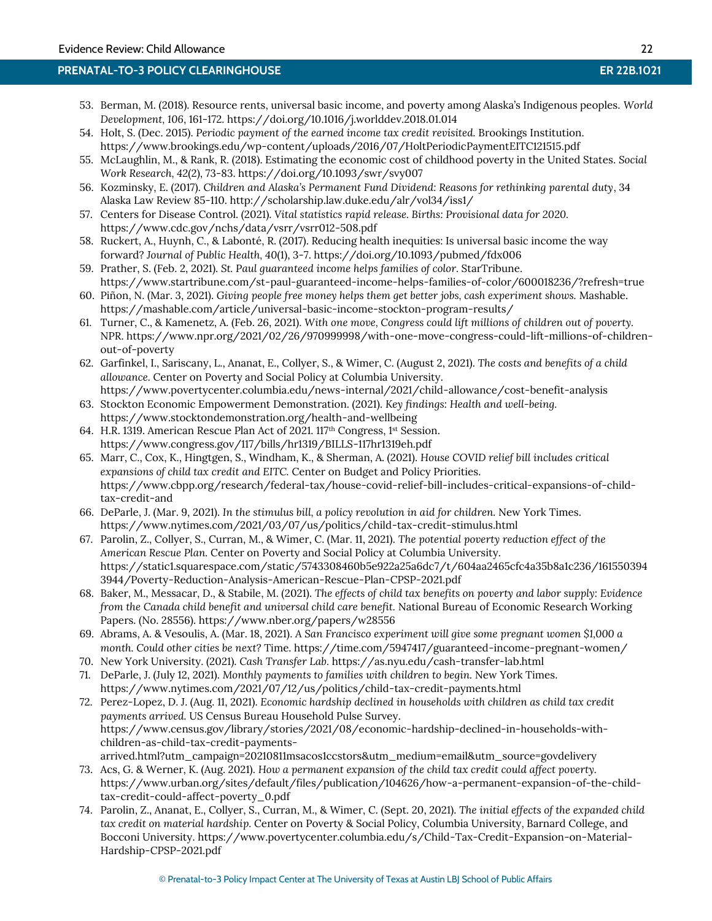53. Berman, M. (2018). Resource rents, universal basic income, and poverty among Alaska's Indigenous peoples. *World Development, 106*, 161-172. https://doi.org/10.1016/j.worlddev.2018.01.014
54. Holt, S. (Dec. 2015). *Periodic payment of the earned income tax credit revisited.* Brookings Institution. https://www.brookings.edu/wp-content/uploads/2016/07/HoltPeriodicPaymentEITC121515.pdf
55. McLaughlin, M., & Rank, R. (2018). Estimating the economic cost of childhood poverty in the United States. *Social Work Research, 42*(2), 73-83. https://doi.org/10.1093/swr/svy007
56. Kozminsky, E. (2017). *Children and Alaska's Permanent Fund Dividend: Reasons for rethinking parental duty*, 34 Alaska Law Review 85-110. http://scholarship.law.duke.edu/alr/vol34/iss1/
57. Centers for Disease Control. (2021). *Vital statistics rapid release. Births: Provisional data for 2020.* https://www.cdc.gov/nchs/data/vsrr/vsrr012-508.pdf
58. Ruckert, A., Huynh, C., & Labonté, R. (2017). Reducing health inequities: Is universal basic income the way forward? *Journal of Public Health, 40*(1), 3-7. https://doi.org/10.1093/pubmed/fdx006
59. Prather, S. (Feb. 2, 2021). *St. Paul guaranteed income helps families of color.* StarTribune. https://www.startribune.com/st-paul-guaranteed-income-helps-families-of-color/600018236/?refresh=true
60. Piñon, N. (Mar. 3, 2021). *Giving people free money helps them get better jobs, cash experiment shows.* Mashable. https://mashable.com/article/universal-basic-income-stockton-program-results/
61. Turner, C., & Kamenetz, A. (Feb. 26, 2021). *With one move, Congress could lift millions of children out of poverty.* NPR. https://www.npr.org/2021/02/26/970999998/with-one-move-congress-could-lift-millions-of-children-out-of-poverty
62. Garfinkel, I., Sariscany, L., Ananat, E., Collyer, S., & Wimer, C. (August 2, 2021). *The costs and benefits of a child allowance.* Center on Poverty and Social Policy at Columbia University. https://www.povertycenter.columbia.edu/news-internal/2021/child-allowance/cost-benefit-analysis
63. Stockton Economic Empowerment Demonstration. (2021). *Key findings: Health and well-being.* https://www.stocktondemonstration.org/health-and-wellbeing
64. H.R. 1319. American Rescue Plan Act of 2021. 117th Congress, 1st Session. https://www.congress.gov/117/bills/hr1319/BILLS-117hr1319eh.pdf
65. Marr, C., Cox, K., Hingtgen, S., Windham, K., & Sherman, A. (2021). *House COVID relief bill includes critical expansions of child tax credit and EITC.* Center on Budget and Policy Priorities. https://www.cbpp.org/research/federal-tax/house-covid-relief-bill-includes-critical-expansions-of-child-tax-credit-and
66. DeParle, J. (Mar. 9, 2021). *In the stimulus bill, a policy revolution in aid for children.* New York Times. https://www.nytimes.com/2021/03/07/us/politics/child-tax-credit-stimulus.html
67. Parolin, Z., Collyer, S., Curran, M., & Wimer, C. (Mar. 11, 2021). *The potential poverty reduction effect of the American Rescue Plan.* Center on Poverty and Social Policy at Columbia University. https://static1.squarespace.com/static/5743308460b5e922a25a6dc7/t/604aa2465cfc4a35b8a1c236/1615503943944/Poverty-Reduction-Analysis-American-Rescue-Plan-CPSP-2021.pdf
68. Baker, M., Messacar, D., & Stabile, M. (2021). *The effects of child tax benefits on poverty and labor supply: Evidence from the Canada child benefit and universal child care benefit.* National Bureau of Economic Research Working Papers. (No. 28556). https://www.nber.org/papers/w28556
69. Abrams, A. & Vesoulis, A. (Mar. 18, 2021). *A San Francisco experiment will give some pregnant women $1,000 a month. Could other cities be next?* Time. https://time.com/5947417/guaranteed-income-pregnant-women/
70. New York University. (2021). *Cash Transfer Lab.* https://as.nyu.edu/cash-transfer-lab.html
71. DeParle, J. (July 12, 2021). *Monthly payments to families with children to begin.* New York Times. https://www.nytimes.com/2021/07/12/us/politics/child-tax-credit-payments.html
72. Perez-Lopez, D. J. (Aug. 11, 2021). *Economic hardship declined in households with children as child tax credit payments arrived.* US Census Bureau Household Pulse Survey. https://www.census.gov/library/stories/2021/08/economic-hardship-declined-in-households-with-children-as-child-tax-credit-payments-arrived.html?utm_campaign=20210811msacos1ccstors&utm_medium=email&utm_source=govdelivery
73. Acs, G. & Werner, K. (Aug. 2021). *How a permanent expansion of the child tax credit could affect poverty.* https://www.urban.org/sites/default/files/publication/104626/how-a-permanent-expansion-of-the-child-tax-credit-could-affect-poverty_0.pdf
74. Parolin, Z., Ananat, E., Collyer, S., Curran, M., & Wimer, C. (Sept. 20, 2021). *The initial effects of the expanded child tax credit on material hardship.* Center on Poverty & Social Policy, Columbia University, Barnard College, and Bocconi University. https://www.povertycenter.columbia.edu/s/Child-Tax-Credit-Expansion-on-Material-Hardship-CPSP-2021.pdf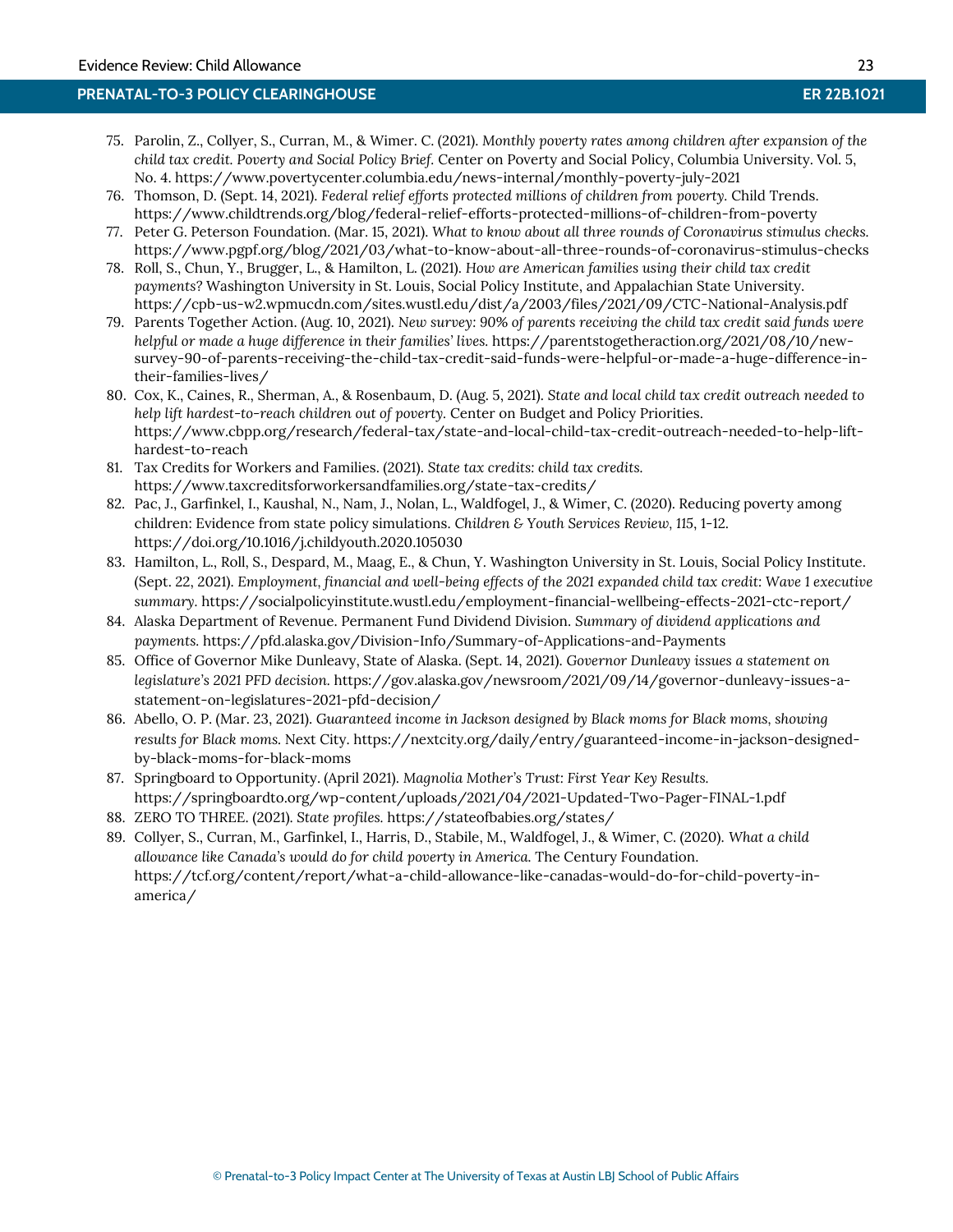75. Parolin, Z., Collyer, S., Curran, M., & Wimer. C. (2021). *Monthly poverty rates among children after expansion of the child tax credit. Poverty and Social Policy Brief*. Center on Poverty and Social Policy, Columbia University. Vol. 5, No. 4. https://www.povertycenter.columbia.edu/news-internal/monthly-poverty-july-2021
76. Thomson, D. (Sept. 14, 2021). *Federal relief efforts protected millions of children from poverty.* Child Trends. https://www.childtrends.org/blog/federal-relief-efforts-protected-millions-of-children-from-poverty
77. Peter G. Peterson Foundation. (Mar. 15, 2021). *What to know about all three rounds of Coronavirus stimulus checks.* https://www.pgpf.org/blog/2021/03/what-to-know-about-all-three-rounds-of-coronavirus-stimulus-checks
78. Roll, S., Chun, Y., Brugger, L., & Hamilton, L. (2021). *How are American families using their child tax credit payments?* Washington University in St. Louis, Social Policy Institute, and Appalachian State University. https://cpb-us-w2.wpmucdn.com/sites.wustl.edu/dist/a/2003/files/2021/09/CTC-National-Analysis.pdf
79. Parents Together Action. (Aug. 10, 2021). *New survey: 90% of parents receiving the child tax credit said funds were helpful or made a huge difference in their families' lives.* https://parentstogetheraction.org/2021/08/10/new-survey-90-of-parents-receiving-the-child-tax-credit-said-funds-were-helpful-or-made-a-huge-difference-in-their-families-lives/
80. Cox, K., Caines, R., Sherman, A., & Rosenbaum, D. (Aug. 5, 2021). *State and local child tax credit outreach needed to help lift hardest-to-reach children out of poverty.* Center on Budget and Policy Priorities. https://www.cbpp.org/research/federal-tax/state-and-local-child-tax-credit-outreach-needed-to-help-lift-hardest-to-reach
81. Tax Credits for Workers and Families. (2021). *State tax credits: child tax credits.* https://www.taxcreditsforworkersandfamilies.org/state-tax-credits/
82. Pac, J., Garfinkel, I., Kaushal, N., Nam, J., Nolan, L., Waldfogel, J., & Wimer, C. (2020). Reducing poverty among children: Evidence from state policy simulations. *Children & Youth Services Review, 115*, 1-12. https://doi.org/10.1016/j.childyouth.2020.105030
83. Hamilton, L., Roll, S., Despard, M., Maag, E., & Chun, Y. Washington University in St. Louis, Social Policy Institute. (Sept. 22, 2021). *Employment, financial and well-being effects of the 2021 expanded child tax credit: Wave 1 executive summary.* https://socialpolicyinstitute.wustl.edu/employment-financial-wellbeing-effects-2021-ctc-report/
84. Alaska Department of Revenue. Permanent Fund Dividend Division. *Summary of dividend applications and payments.* https://pfd.alaska.gov/Division-Info/Summary-of-Applications-and-Payments
85. Office of Governor Mike Dunleavy, State of Alaska. (Sept. 14, 2021). *Governor Dunleavy issues a statement on legislature's 2021 PFD decision.* https://gov.alaska.gov/newsroom/2021/09/14/governor-dunleavy-issues-a-statement-on-legislatures-2021-pfd-decision/
86. Abello, O. P. (Mar. 23, 2021). *Guaranteed income in Jackson designed by Black moms for Black moms, showing results for Black moms.* Next City. https://nextcity.org/daily/entry/guaranteed-income-in-jackson-designed-by-black-moms-for-black-moms
87. Springboard to Opportunity. (April 2021). *Magnolia Mother's Trust: First Year Key Results.* https://springboardto.org/wp-content/uploads/2021/04/2021-Updated-Two-Pager-FINAL-1.pdf
88. ZERO TO THREE. (2021). *State profiles.* https://stateofbabies.org/states/
89. Collyer, S., Curran, M., Garfinkel, I., Harris, D., Stabile, M., Waldfogel, J., & Wimer, C. (2020). *What a child allowance like Canada's would do for child poverty in America.* The Century Foundation. https://tcf.org/content/report/what-a-child-allowance-like-canadas-would-do-for-child-poverty-in-america/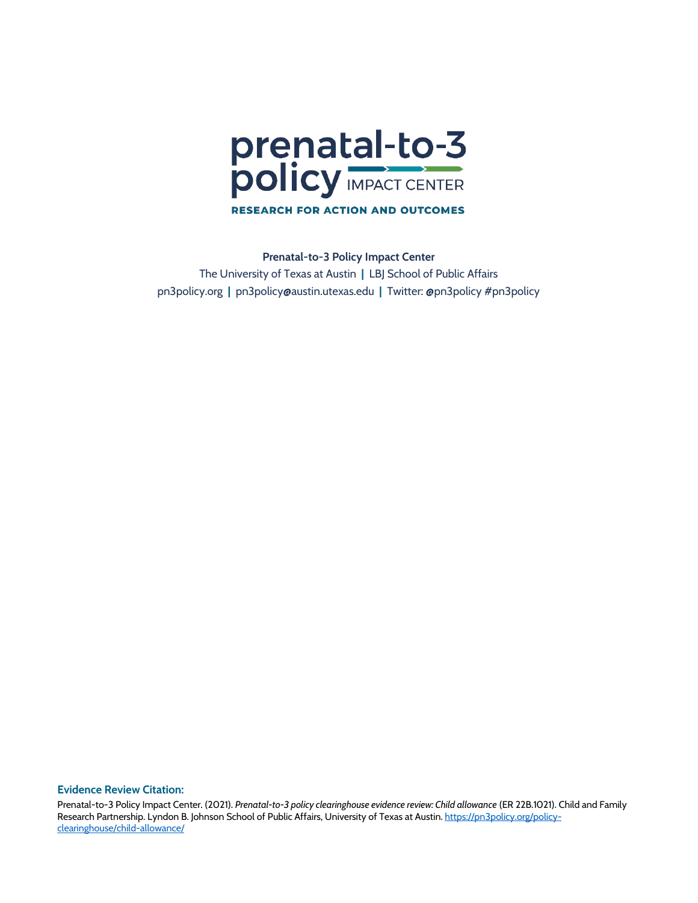prenatal-to-3 policy IMPACT CENTER

RESEARCH FOR ACTION AND OUTCOMES

**Prenatal-to-3 Policy Impact Center**

The University of Texas at Austin | LBJ School of Public Affairs

pn3policy.org | pn3policy@austin.utexas.edu | Twitter: @pn3policy #pn3policy

**Evidence Review Citation:**

Prenatal-to-3 Policy Impact Center. (2021). ***Prenatal-to-3 policy clearinghouse evidence review: Child allowance*** (ER 22B.1021). Child and Family Research Partnership. Lyndon B. Johnson School of Public Affairs, University of Texas at Austin. https://pn3policy.org/policy-clearinghouse/child-allowance/